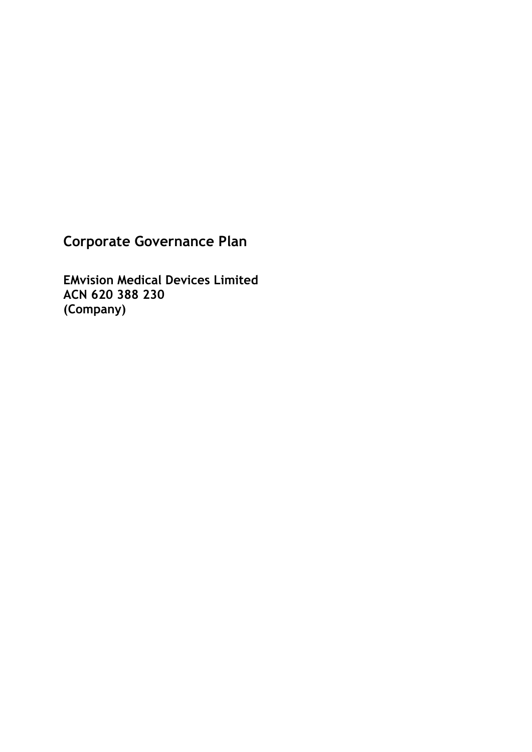# Corporate Governance Plan

**EMvision Medical Devices Limited**
**ACN 620 388 230**
**(Company)**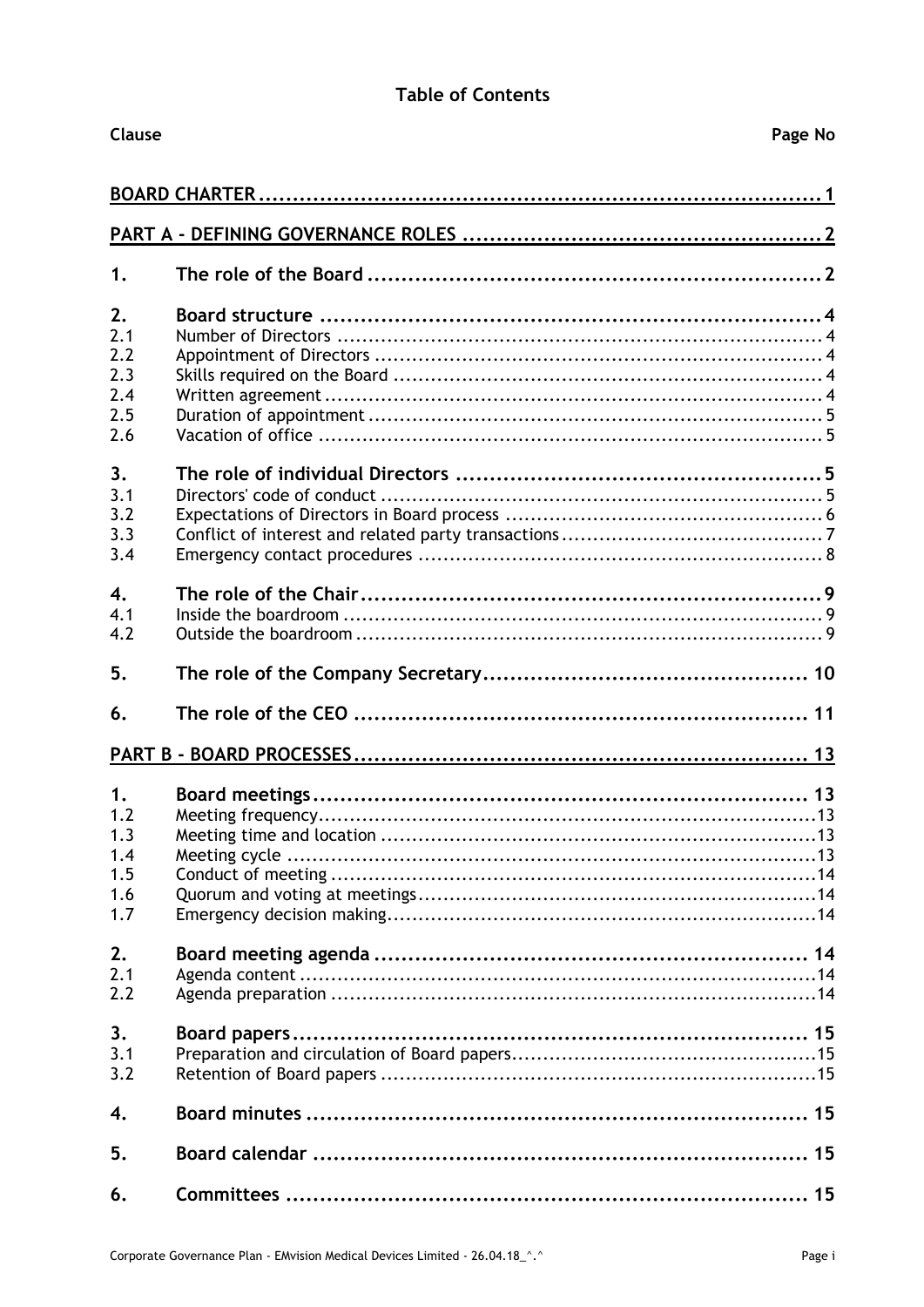# Table of Contents

| Clause | | Page No |
|---|---|---|
| **BOARD CHARTER** | | **1** |
| **PART A - DEFINING GOVERNANCE ROLES** | | **2** |
| **1.** | **The role of the Board** | **2** |
| **2.** | **Board structure** | **4** |
| 2.1 | Number of Directors | 4 |
| 2.2 | Appointment of Directors | 4 |
| 2.3 | Skills required on the Board | 4 |
| 2.4 | Written agreement | 4 |
| 2.5 | Duration of appointment | 5 |
| 2.6 | Vacation of office | 5 |
| **3.** | **The role of individual Directors** | **5** |
| 3.1 | Directors' code of conduct | 5 |
| 3.2 | Expectations of Directors in Board process | 6 |
| 3.3 | Conflict of interest and related party transactions | 7 |
| 3.4 | Emergency contact procedures | 8 |
| **4.** | **The role of the Chair** | **9** |
| 4.1 | Inside the boardroom | 9 |
| 4.2 | Outside the boardroom | 9 |
| **5.** | **The role of the Company Secretary** | **10** |
| **6.** | **The role of the CEO** | **11** |
| **PART B - BOARD PROCESSES** | | **13** |
| **1.** | **Board meetings** | **13** |
| 1.2 | Meeting frequency | 13 |
| 1.3 | Meeting time and location | 13 |
| 1.4 | Meeting cycle | 13 |
| 1.5 | Conduct of meeting | 14 |
| 1.6 | Quorum and voting at meetings | 14 |
| 1.7 | Emergency decision making | 14 |
| **2.** | **Board meeting agenda** | **14** |
| 2.1 | Agenda content | 14 |
| 2.2 | Agenda preparation | 14 |
| **3.** | **Board papers** | **15** |
| 3.1 | Preparation and circulation of Board papers | 15 |
| 3.2 | Retention of Board papers | 15 |
| **4.** | **Board minutes** | **15** |
| **5.** | **Board calendar** | **15** |
| **6.** | **Committees** | **15** |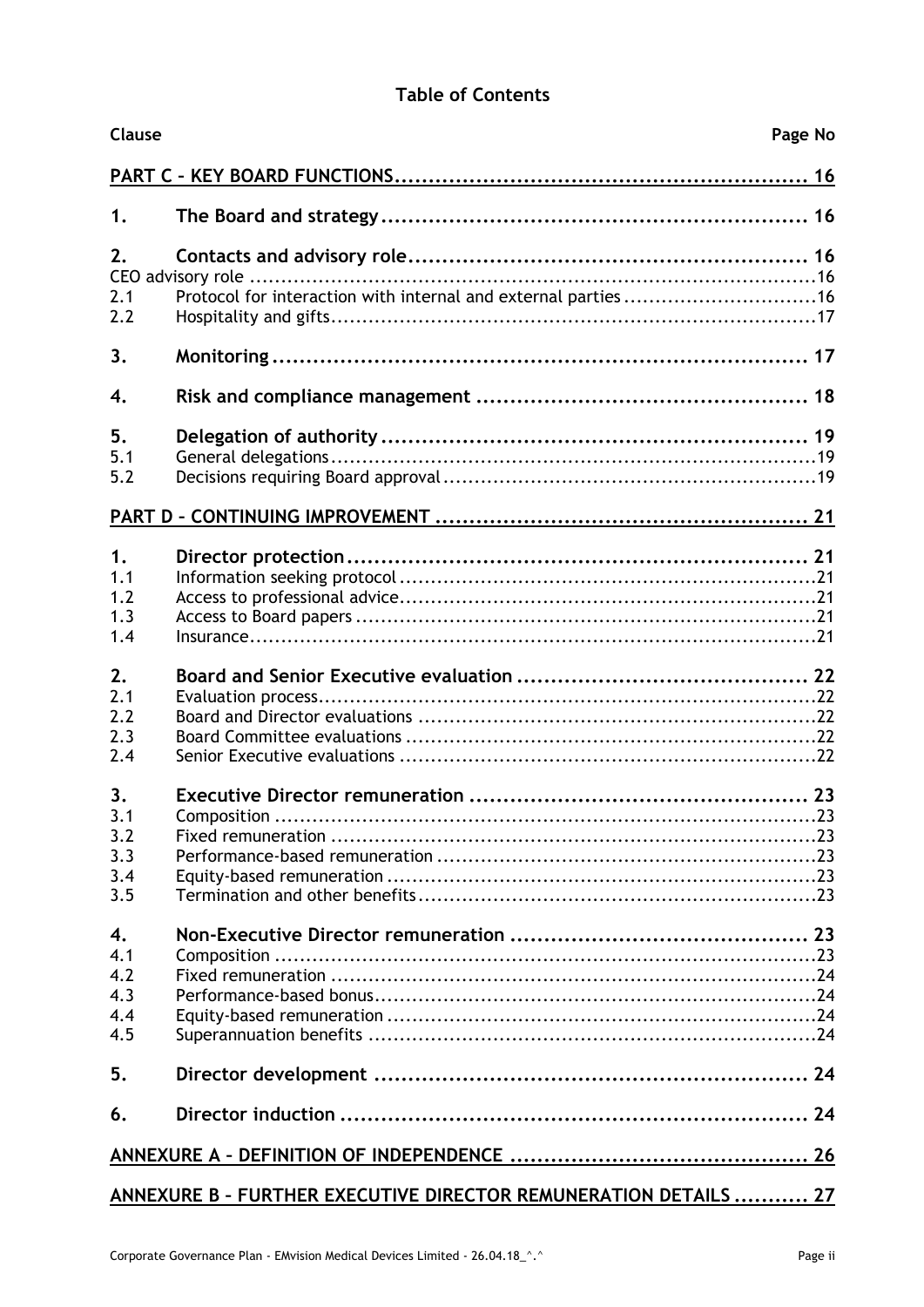## Table of Contents

| Clause | | Page No |
|---|---|---|
| **PART C – KEY BOARD FUNCTIONS** | | **16** |
| **1.** | **The Board and strategy** | **16** |
| **2.** | **Contacts and advisory role** | **16** |
| CEO advisory role | | 16 |
| 2.1 | Protocol for interaction with internal and external parties | 16 |
| 2.2 | Hospitality and gifts | 17 |
| **3.** | **Monitoring** | **17** |
| **4.** | **Risk and compliance management** | **18** |
| **5.** | **Delegation of authority** | **19** |
| 5.1 | General delegations | 19 |
| 5.2 | Decisions requiring Board approval | 19 |
| **PART D – CONTINUING IMPROVEMENT** | | **21** |
| **1.** | **Director protection** | **21** |
| 1.1 | Information seeking protocol | 21 |
| 1.2 | Access to professional advice | 21 |
| 1.3 | Access to Board papers | 21 |
| 1.4 | Insurance | 21 |
| **2.** | **Board and Senior Executive evaluation** | **22** |
| 2.1 | Evaluation process | 22 |
| 2.2 | Board and Director evaluations | 22 |
| 2.3 | Board Committee evaluations | 22 |
| 2.4 | Senior Executive evaluations | 22 |
| **3.** | **Executive Director remuneration** | **23** |
| 3.1 | Composition | 23 |
| 3.2 | Fixed remuneration | 23 |
| 3.3 | Performance-based remuneration | 23 |
| 3.4 | Equity-based remuneration | 23 |
| 3.5 | Termination and other benefits | 23 |
| **4.** | **Non-Executive Director remuneration** | **23** |
| 4.1 | Composition | 23 |
| 4.2 | Fixed remuneration | 24 |
| 4.3 | Performance-based bonus | 24 |
| 4.4 | Equity-based remuneration | 24 |
| 4.5 | Superannuation benefits | 24 |
| **5.** | **Director development** | **24** |
| **6.** | **Director induction** | **24** |
| **ANNEXURE A – DEFINITION OF INDEPENDENCE** | | **26** |
| **ANNEXURE B – FURTHER EXECUTIVE DIRECTOR REMUNERATION DETAILS** | | **27** |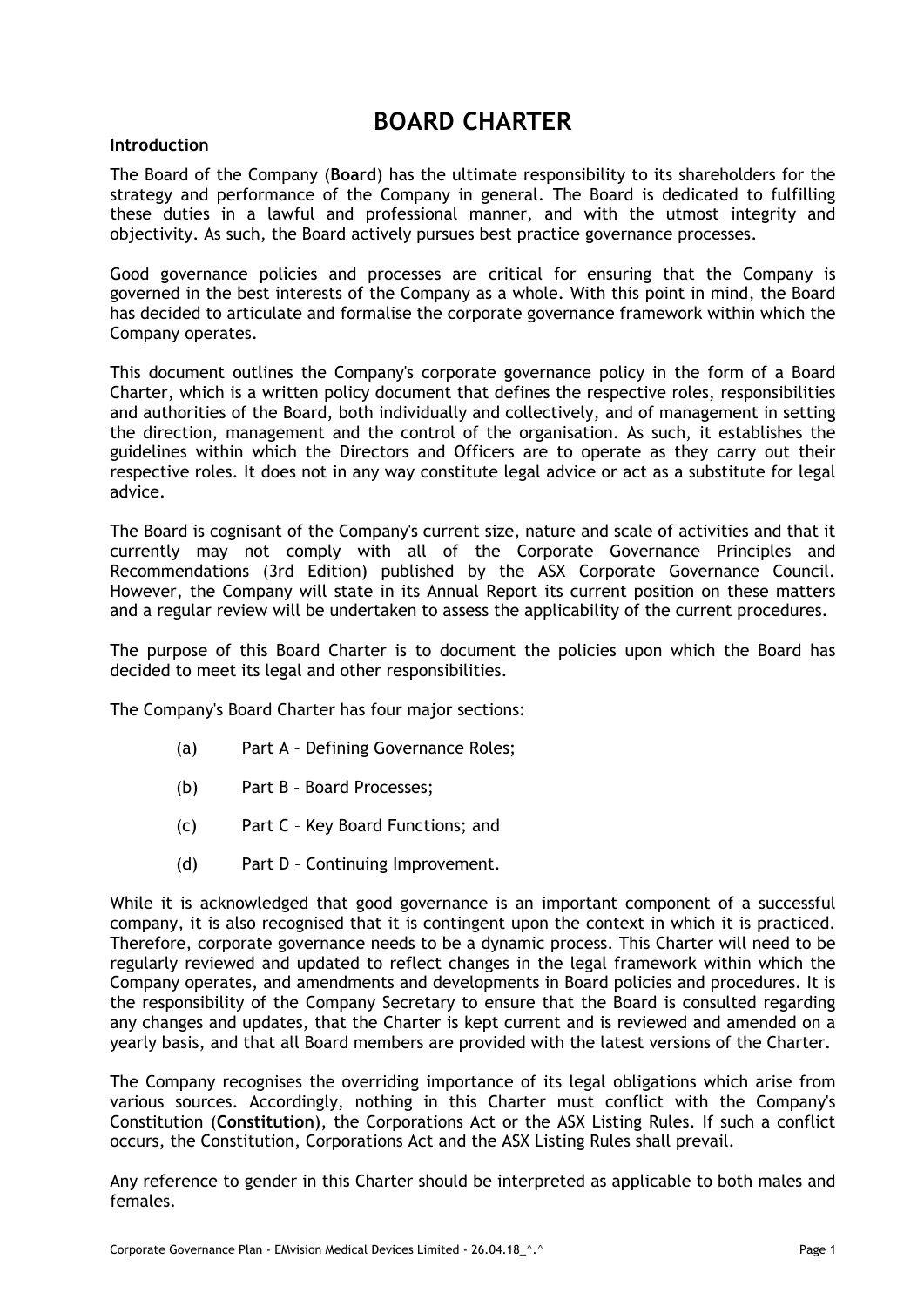# BOARD CHARTER

**Introduction**

The Board of the Company (**Board**) has the ultimate responsibility to its shareholders for the strategy and performance of the Company in general. The Board is dedicated to fulfilling these duties in a lawful and professional manner, and with the utmost integrity and objectivity. As such, the Board actively pursues best practice governance processes.

Good governance policies and processes are critical for ensuring that the Company is governed in the best interests of the Company as a whole. With this point in mind, the Board has decided to articulate and formalise the corporate governance framework within which the Company operates.

This document outlines the Company's corporate governance policy in the form of a Board Charter, which is a written policy document that defines the respective roles, responsibilities and authorities of the Board, both individually and collectively, and of management in setting the direction, management and the control of the organisation. As such, it establishes the guidelines within which the Directors and Officers are to operate as they carry out their respective roles. It does not in any way constitute legal advice or act as a substitute for legal advice.

The Board is cognisant of the Company's current size, nature and scale of activities and that it currently may not comply with all of the Corporate Governance Principles and Recommendations (3rd Edition) published by the ASX Corporate Governance Council. However, the Company will state in its Annual Report its current position on these matters and a regular review will be undertaken to assess the applicability of the current procedures.

The purpose of this Board Charter is to document the policies upon which the Board has decided to meet its legal and other responsibilities.

The Company's Board Charter has four major sections:

(a) Part A – Defining Governance Roles;

(b) Part B – Board Processes;

(c) Part C – Key Board Functions; and

(d) Part D – Continuing Improvement.

While it is acknowledged that good governance is an important component of a successful company, it is also recognised that it is contingent upon the context in which it is practiced. Therefore, corporate governance needs to be a dynamic process. This Charter will need to be regularly reviewed and updated to reflect changes in the legal framework within which the Company operates, and amendments and developments in Board policies and procedures. It is the responsibility of the Company Secretary to ensure that the Board is consulted regarding any changes and updates, that the Charter is kept current and is reviewed and amended on a yearly basis, and that all Board members are provided with the latest versions of the Charter.

The Company recognises the overriding importance of its legal obligations which arise from various sources. Accordingly, nothing in this Charter must conflict with the Company's Constitution (**Constitution**), the Corporations Act or the ASX Listing Rules. If such a conflict occurs, the Constitution, Corporations Act and the ASX Listing Rules shall prevail.

Any reference to gender in this Charter should be interpreted as applicable to both males and females.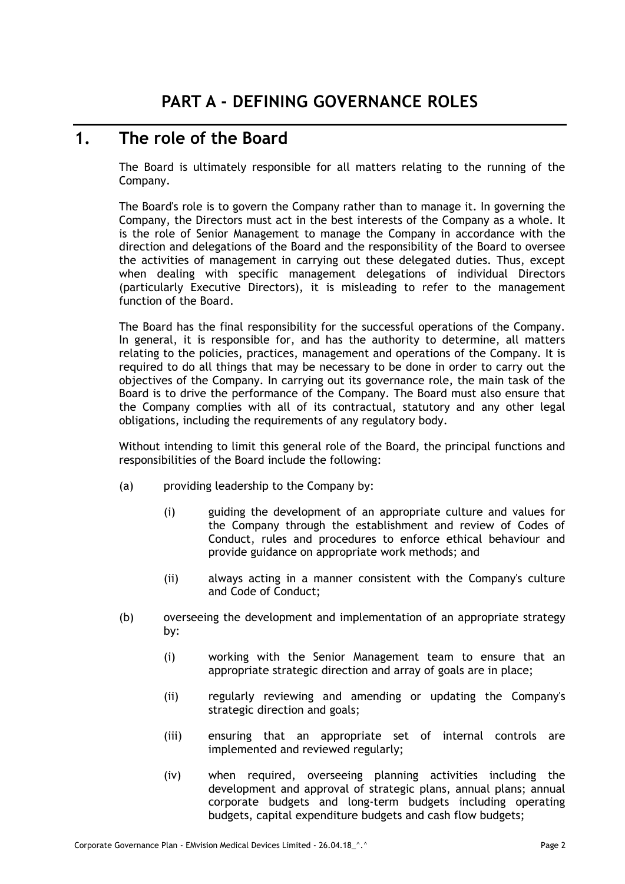# PART A - DEFINING GOVERNANCE ROLES

## 1. The role of the Board

The Board is ultimately responsible for all matters relating to the running of the Company.

The Board's role is to govern the Company rather than to manage it. In governing the Company, the Directors must act in the best interests of the Company as a whole. It is the role of Senior Management to manage the Company in accordance with the direction and delegations of the Board and the responsibility of the Board to oversee the activities of management in carrying out these delegated duties. Thus, except when dealing with specific management delegations of individual Directors (particularly Executive Directors), it is misleading to refer to the management function of the Board.

The Board has the final responsibility for the successful operations of the Company. In general, it is responsible for, and has the authority to determine, all matters relating to the policies, practices, management and operations of the Company. It is required to do all things that may be necessary to be done in order to carry out the objectives of the Company. In carrying out its governance role, the main task of the Board is to drive the performance of the Company. The Board must also ensure that the Company complies with all of its contractual, statutory and any other legal obligations, including the requirements of any regulatory body.

Without intending to limit this general role of the Board, the principal functions and responsibilities of the Board include the following:

(a) providing leadership to the Company by:

  (i) guiding the development of an appropriate culture and values for the Company through the establishment and review of Codes of Conduct, rules and procedures to enforce ethical behaviour and provide guidance on appropriate work methods; and

  (ii) always acting in a manner consistent with the Company's culture and Code of Conduct;

(b) overseeing the development and implementation of an appropriate strategy by:

  (i) working with the Senior Management team to ensure that an appropriate strategic direction and array of goals are in place;

  (ii) regularly reviewing and amending or updating the Company's strategic direction and goals;

  (iii) ensuring that an appropriate set of internal controls are implemented and reviewed regularly;

  (iv) when required, overseeing planning activities including the development and approval of strategic plans, annual plans; annual corporate budgets and long-term budgets including operating budgets, capital expenditure budgets and cash flow budgets;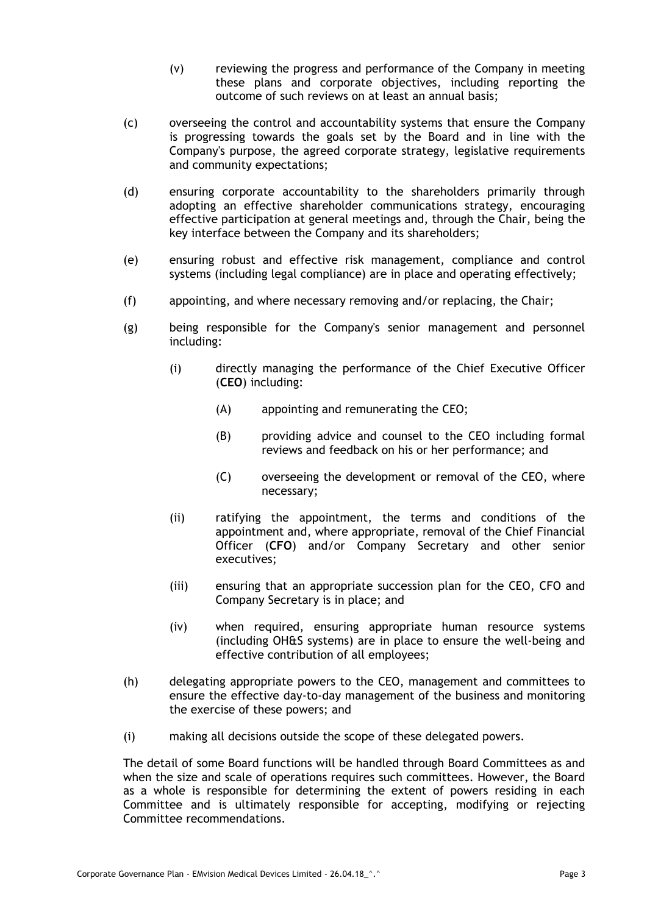(v) reviewing the progress and performance of the Company in meeting these plans and corporate objectives, including reporting the outcome of such reviews on at least an annual basis;

(c) overseeing the control and accountability systems that ensure the Company is progressing towards the goals set by the Board and in line with the Company's purpose, the agreed corporate strategy, legislative requirements and community expectations;

(d) ensuring corporate accountability to the shareholders primarily through adopting an effective shareholder communications strategy, encouraging effective participation at general meetings and, through the Chair, being the key interface between the Company and its shareholders;

(e) ensuring robust and effective risk management, compliance and control systems (including legal compliance) are in place and operating effectively;

(f) appointing, and where necessary removing and/or replacing, the Chair;

(g) being responsible for the Company's senior management and personnel including:

  (i) directly managing the performance of the Chief Executive Officer (**CEO**) including:

    (A) appointing and remunerating the CEO;

    (B) providing advice and counsel to the CEO including formal reviews and feedback on his or her performance; and

    (C) overseeing the development or removal of the CEO, where necessary;

  (ii) ratifying the appointment, the terms and conditions of the appointment and, where appropriate, removal of the Chief Financial Officer (**CFO**) and/or Company Secretary and other senior executives;

  (iii) ensuring that an appropriate succession plan for the CEO, CFO and Company Secretary is in place; and

  (iv) when required, ensuring appropriate human resource systems (including OH&S systems) are in place to ensure the well-being and effective contribution of all employees;

(h) delegating appropriate powers to the CEO, management and committees to ensure the effective day-to-day management of the business and monitoring the exercise of these powers; and

(i) making all decisions outside the scope of these delegated powers.

The detail of some Board functions will be handled through Board Committees as and when the size and scale of operations requires such committees. However, the Board as a whole is responsible for determining the extent of powers residing in each Committee and is ultimately responsible for accepting, modifying or rejecting Committee recommendations.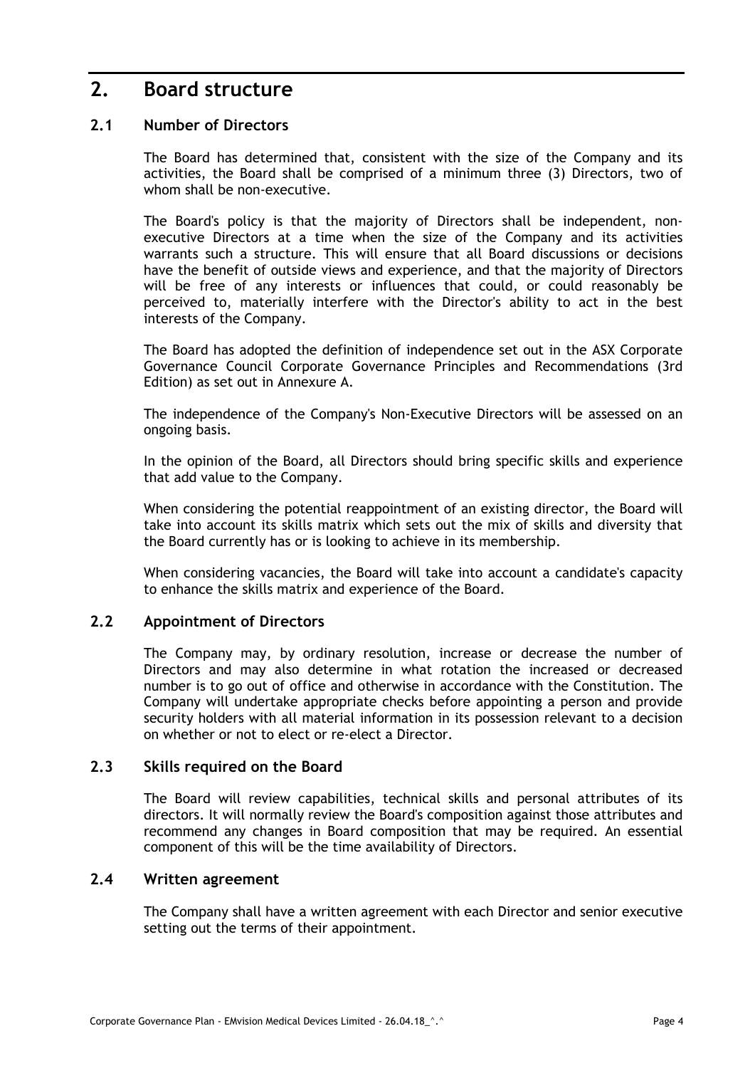# 2. Board structure

## 2.1 Number of Directors

The Board has determined that, consistent with the size of the Company and its activities, the Board shall be comprised of a minimum three (3) Directors, two of whom shall be non-executive.

The Board's policy is that the majority of Directors shall be independent, non-executive Directors at a time when the size of the Company and its activities warrants such a structure. This will ensure that all Board discussions or decisions have the benefit of outside views and experience, and that the majority of Directors will be free of any interests or influences that could, or could reasonably be perceived to, materially interfere with the Director's ability to act in the best interests of the Company.

The Board has adopted the definition of independence set out in the ASX Corporate Governance Council Corporate Governance Principles and Recommendations (3rd Edition) as set out in Annexure A.

The independence of the Company's Non-Executive Directors will be assessed on an ongoing basis.

In the opinion of the Board, all Directors should bring specific skills and experience that add value to the Company.

When considering the potential reappointment of an existing director, the Board will take into account its skills matrix which sets out the mix of skills and diversity that the Board currently has or is looking to achieve in its membership.

When considering vacancies, the Board will take into account a candidate's capacity to enhance the skills matrix and experience of the Board.

## 2.2 Appointment of Directors

The Company may, by ordinary resolution, increase or decrease the number of Directors and may also determine in what rotation the increased or decreased number is to go out of office and otherwise in accordance with the Constitution. The Company will undertake appropriate checks before appointing a person and provide security holders with all material information in its possession relevant to a decision on whether or not to elect or re-elect a Director.

## 2.3 Skills required on the Board

The Board will review capabilities, technical skills and personal attributes of its directors. It will normally review the Board's composition against those attributes and recommend any changes in Board composition that may be required. An essential component of this will be the time availability of Directors.

## 2.4 Written agreement

The Company shall have a written agreement with each Director and senior executive setting out the terms of their appointment.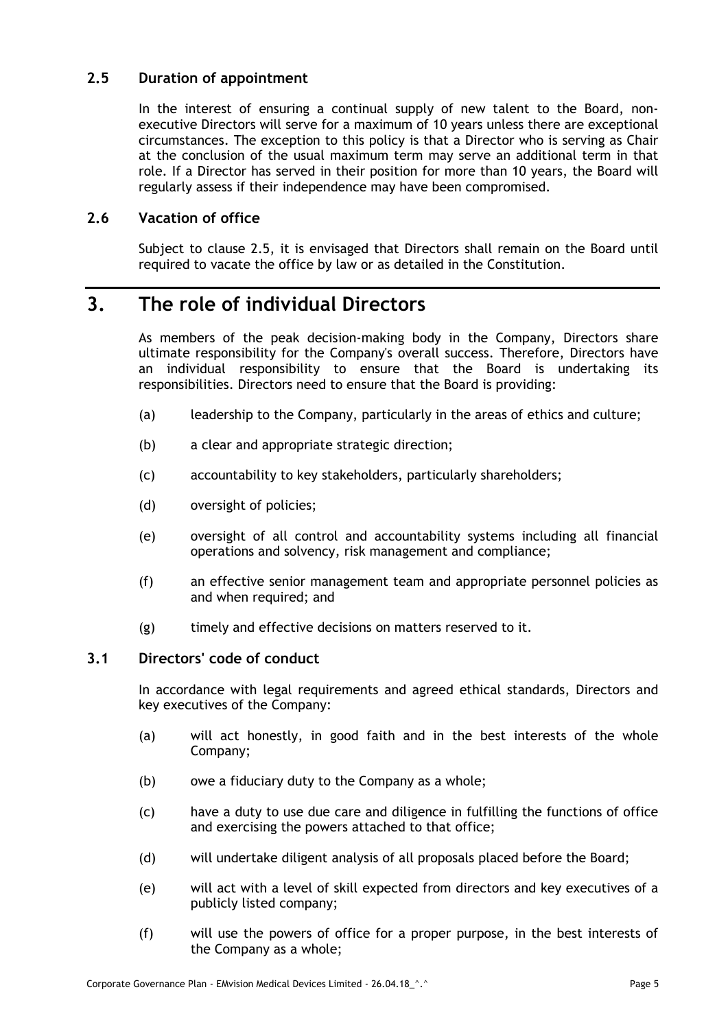### 2.5 Duration of appointment

In the interest of ensuring a continual supply of new talent to the Board, non-executive Directors will serve for a maximum of 10 years unless there are exceptional circumstances. The exception to this policy is that a Director who is serving as Chair at the conclusion of the usual maximum term may serve an additional term in that role. If a Director has served in their position for more than 10 years, the Board will regularly assess if their independence may have been compromised.

### 2.6 Vacation of office

Subject to clause 2.5, it is envisaged that Directors shall remain on the Board until required to vacate the office by law or as detailed in the Constitution.

## 3. The role of individual Directors

As members of the peak decision-making body in the Company, Directors share ultimate responsibility for the Company's overall success. Therefore, Directors have an individual responsibility to ensure that the Board is undertaking its responsibilities. Directors need to ensure that the Board is providing:

(a) leadership to the Company, particularly in the areas of ethics and culture;

(b) a clear and appropriate strategic direction;

(c) accountability to key stakeholders, particularly shareholders;

(d) oversight of policies;

(e) oversight of all control and accountability systems including all financial operations and solvency, risk management and compliance;

(f) an effective senior management team and appropriate personnel policies as and when required; and

(g) timely and effective decisions on matters reserved to it.

### 3.1 Directors' code of conduct

In accordance with legal requirements and agreed ethical standards, Directors and key executives of the Company:

(a) will act honestly, in good faith and in the best interests of the whole Company;

(b) owe a fiduciary duty to the Company as a whole;

(c) have a duty to use due care and diligence in fulfilling the functions of office and exercising the powers attached to that office;

(d) will undertake diligent analysis of all proposals placed before the Board;

(e) will act with a level of skill expected from directors and key executives of a publicly listed company;

(f) will use the powers of office for a proper purpose, in the best interests of the Company as a whole;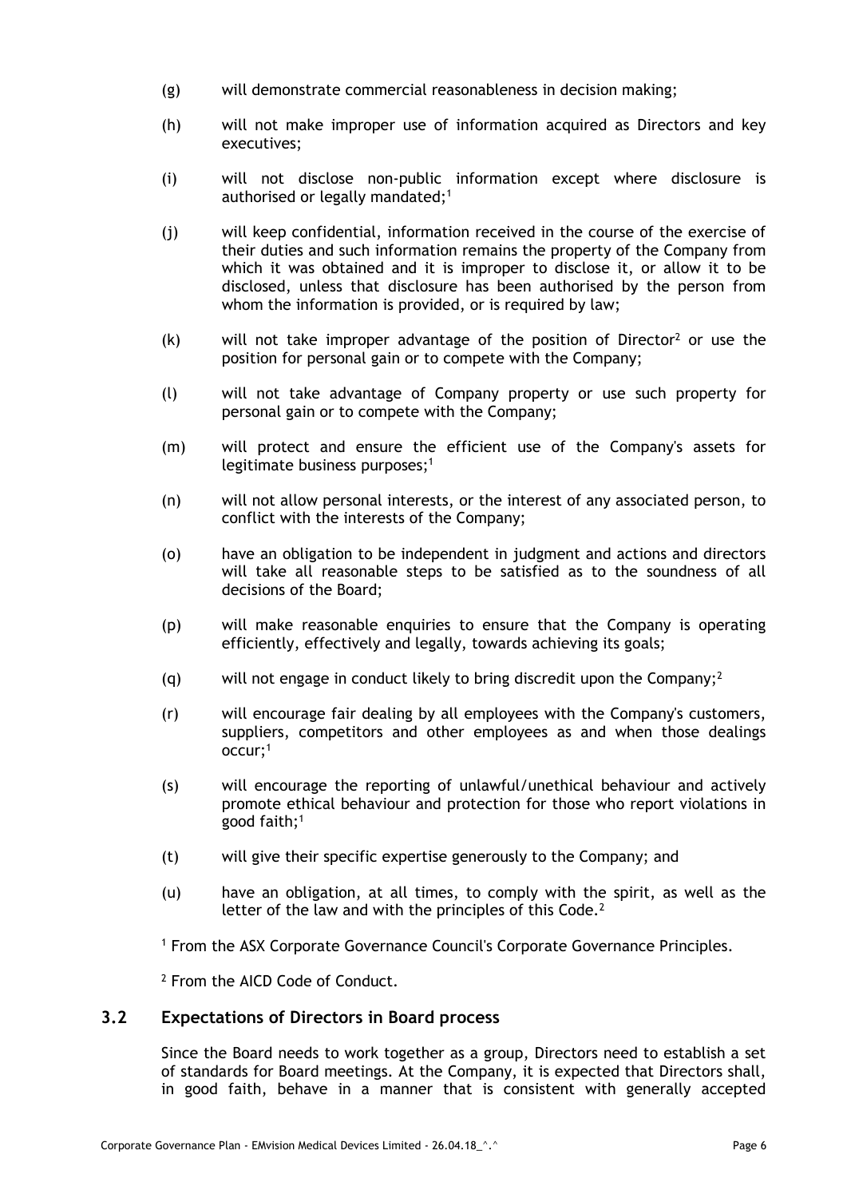(g) will demonstrate commercial reasonableness in decision making;

(h) will not make improper use of information acquired as Directors and key executives;

(i) will not disclose non-public information except where disclosure is authorised or legally mandated;[1]

(j) will keep confidential, information received in the course of the exercise of their duties and such information remains the property of the Company from which it was obtained and it is improper to disclose it, or allow it to be disclosed, unless that disclosure has been authorised by the person from whom the information is provided, or is required by law;

(k) will not take improper advantage of the position of Director[2] or use the position for personal gain or to compete with the Company;

(l) will not take advantage of Company property or use such property for personal gain or to compete with the Company;

(m) will protect and ensure the efficient use of the Company's assets for legitimate business purposes;[1]

(n) will not allow personal interests, or the interest of any associated person, to conflict with the interests of the Company;

(o) have an obligation to be independent in judgment and actions and directors will take all reasonable steps to be satisfied as to the soundness of all decisions of the Board;

(p) will make reasonable enquiries to ensure that the Company is operating efficiently, effectively and legally, towards achieving its goals;

(q) will not engage in conduct likely to bring discredit upon the Company;[2]

(r) will encourage fair dealing by all employees with the Company's customers, suppliers, competitors and other employees as and when those dealings occur;[1]

(s) will encourage the reporting of unlawful/unethical behaviour and actively promote ethical behaviour and protection for those who report violations in good faith;[1]

(t) will give their specific expertise generously to the Company; and

(u) have an obligation, at all times, to comply with the spirit, as well as the letter of the law and with the principles of this Code.[2]

[1] From the ASX Corporate Governance Council's Corporate Governance Principles.

[2] From the AICD Code of Conduct.

## 3.2 Expectations of Directors in Board process

Since the Board needs to work together as a group, Directors need to establish a set of standards for Board meetings. At the Company, it is expected that Directors shall, in good faith, behave in a manner that is consistent with generally accepted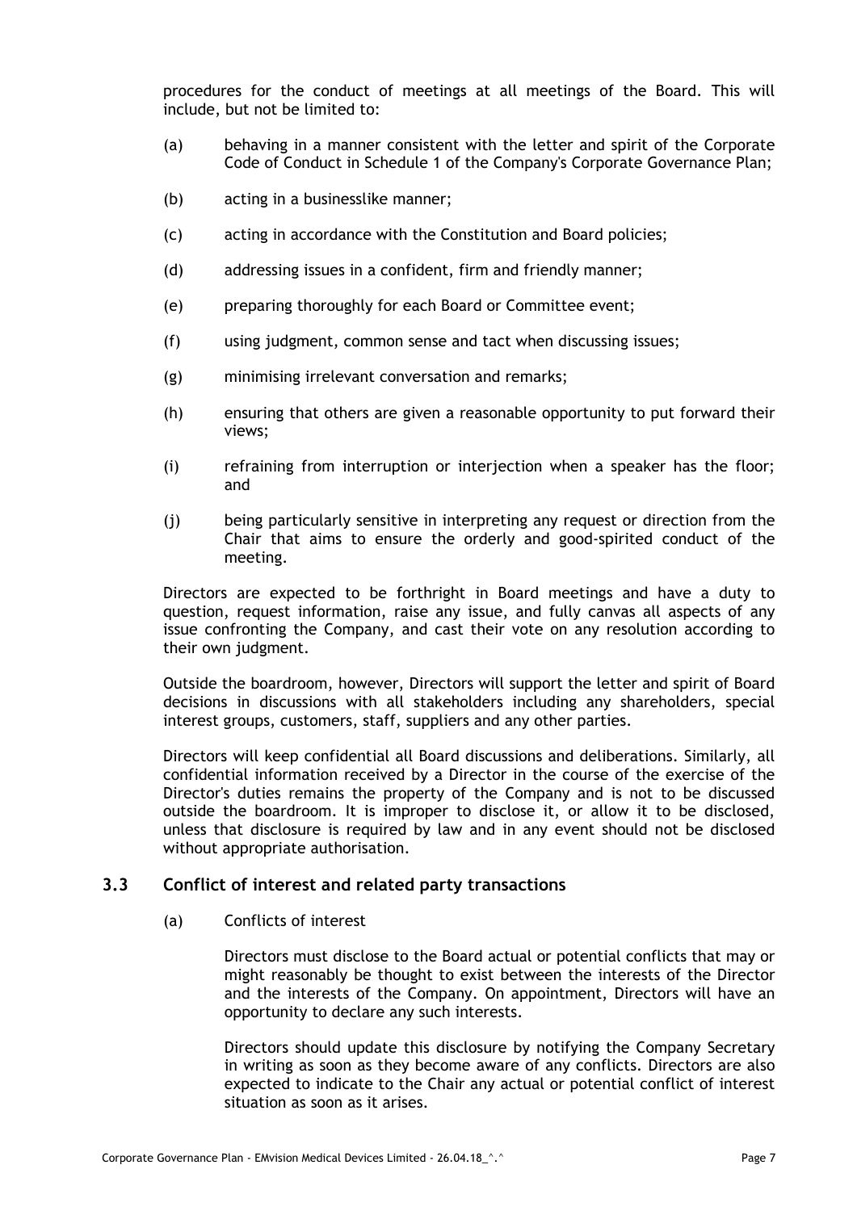procedures for the conduct of meetings at all meetings of the Board. This will include, but not be limited to:

(a) behaving in a manner consistent with the letter and spirit of the Corporate Code of Conduct in Schedule 1 of the Company's Corporate Governance Plan;

(b) acting in a businesslike manner;

(c) acting in accordance with the Constitution and Board policies;

(d) addressing issues in a confident, firm and friendly manner;

(e) preparing thoroughly for each Board or Committee event;

(f) using judgment, common sense and tact when discussing issues;

(g) minimising irrelevant conversation and remarks;

(h) ensuring that others are given a reasonable opportunity to put forward their views;

(i) refraining from interruption or interjection when a speaker has the floor; and

(j) being particularly sensitive in interpreting any request or direction from the Chair that aims to ensure the orderly and good-spirited conduct of the meeting.

Directors are expected to be forthright in Board meetings and have a duty to question, request information, raise any issue, and fully canvas all aspects of any issue confronting the Company, and cast their vote on any resolution according to their own judgment.

Outside the boardroom, however, Directors will support the letter and spirit of Board decisions in discussions with all stakeholders including any shareholders, special interest groups, customers, staff, suppliers and any other parties.

Directors will keep confidential all Board discussions and deliberations. Similarly, all confidential information received by a Director in the course of the exercise of the Director's duties remains the property of the Company and is not to be discussed outside the boardroom. It is improper to disclose it, or allow it to be disclosed, unless that disclosure is required by law and in any event should not be disclosed without appropriate authorisation.

## 3.3 Conflict of interest and related party transactions

(a) Conflicts of interest

Directors must disclose to the Board actual or potential conflicts that may or might reasonably be thought to exist between the interests of the Director and the interests of the Company. On appointment, Directors will have an opportunity to declare any such interests.

Directors should update this disclosure by notifying the Company Secretary in writing as soon as they become aware of any conflicts. Directors are also expected to indicate to the Chair any actual or potential conflict of interest situation as soon as it arises.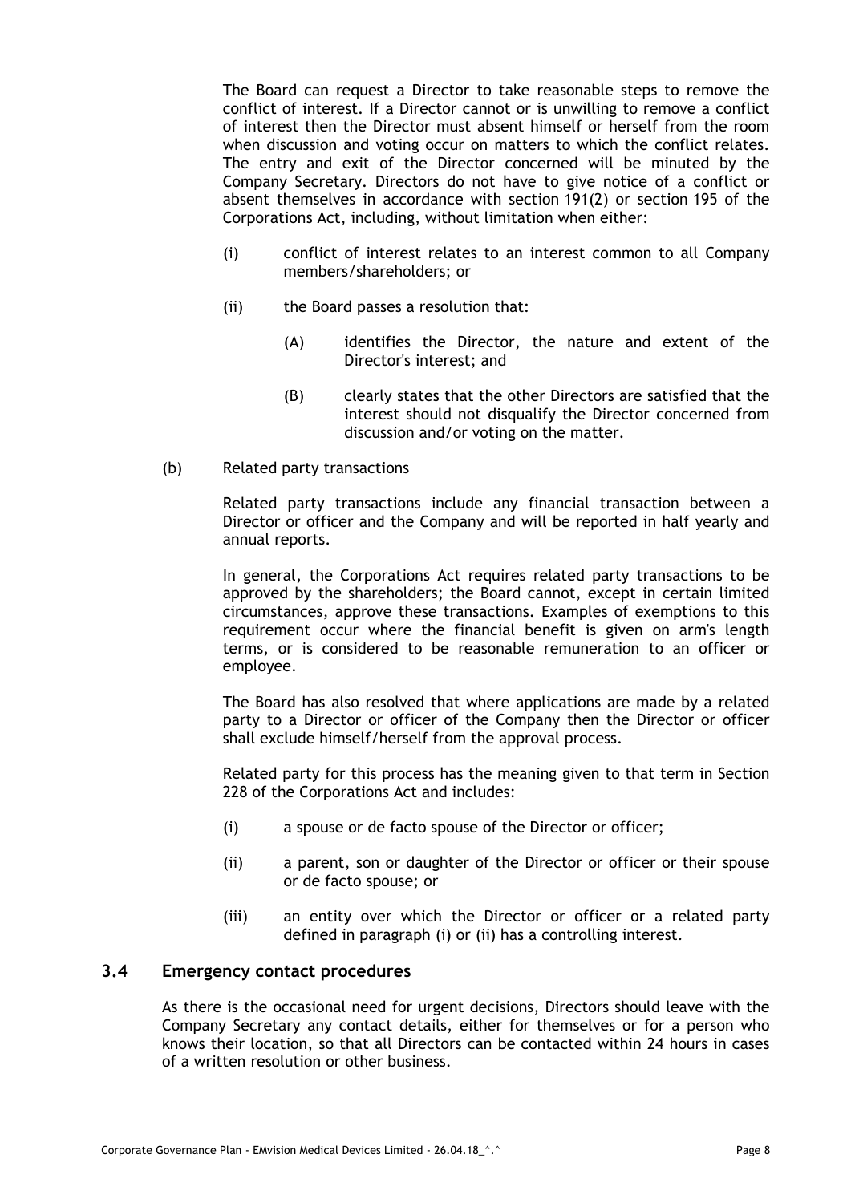The Board can request a Director to take reasonable steps to remove the conflict of interest. If a Director cannot or is unwilling to remove a conflict of interest then the Director must absent himself or herself from the room when discussion and voting occur on matters to which the conflict relates. The entry and exit of the Director concerned will be minuted by the Company Secretary. Directors do not have to give notice of a conflict or absent themselves in accordance with section 191(2) or section 195 of the Corporations Act, including, without limitation when either:

(i) conflict of interest relates to an interest common to all Company members/shareholders; or

(ii) the Board passes a resolution that:

(A) identifies the Director, the nature and extent of the Director's interest; and

(B) clearly states that the other Directors are satisfied that the interest should not disqualify the Director concerned from discussion and/or voting on the matter.

(b) Related party transactions

Related party transactions include any financial transaction between a Director or officer and the Company and will be reported in half yearly and annual reports.

In general, the Corporations Act requires related party transactions to be approved by the shareholders; the Board cannot, except in certain limited circumstances, approve these transactions. Examples of exemptions to this requirement occur where the financial benefit is given on arm's length terms, or is considered to be reasonable remuneration to an officer or employee.

The Board has also resolved that where applications are made by a related party to a Director or officer of the Company then the Director or officer shall exclude himself/herself from the approval process.

Related party for this process has the meaning given to that term in Section 228 of the Corporations Act and includes:

(i) a spouse or de facto spouse of the Director or officer;

(ii) a parent, son or daughter of the Director or officer or their spouse or de facto spouse; or

(iii) an entity over which the Director or officer or a related party defined in paragraph (i) or (ii) has a controlling interest.

## 3.4 Emergency contact procedures

As there is the occasional need for urgent decisions, Directors should leave with the Company Secretary any contact details, either for themselves or for a person who knows their location, so that all Directors can be contacted within 24 hours in cases of a written resolution or other business.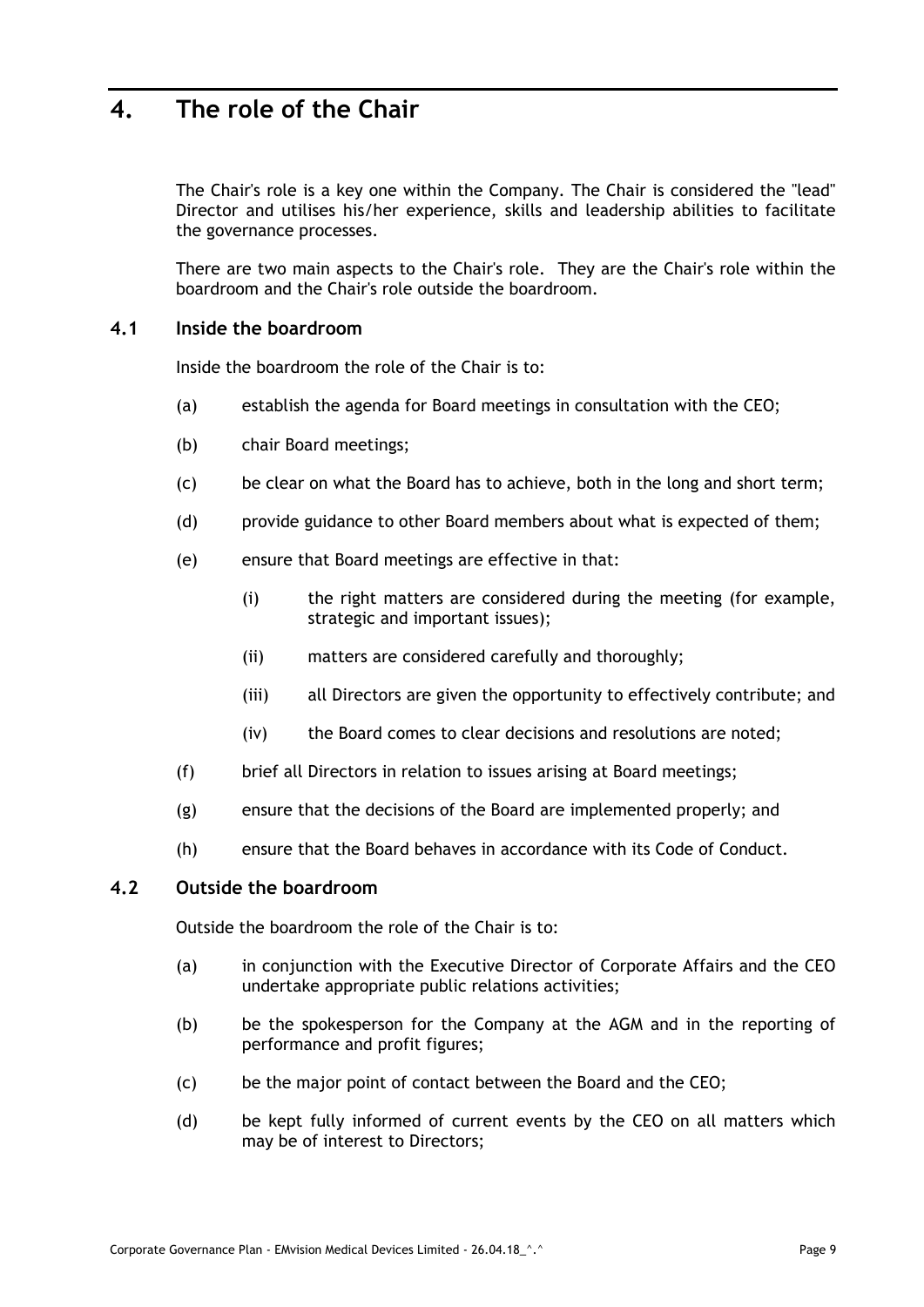# 4. The role of the Chair

The Chair's role is a key one within the Company. The Chair is considered the "lead" Director and utilises his/her experience, skills and leadership abilities to facilitate the governance processes.

There are two main aspects to the Chair's role. They are the Chair's role within the boardroom and the Chair's role outside the boardroom.

## 4.1 Inside the boardroom

Inside the boardroom the role of the Chair is to:

(a) establish the agenda for Board meetings in consultation with the CEO;

(b) chair Board meetings;

(c) be clear on what the Board has to achieve, both in the long and short term;

(d) provide guidance to other Board members about what is expected of them;

(e) ensure that Board meetings are effective in that:

   (i) the right matters are considered during the meeting (for example, strategic and important issues);

   (ii) matters are considered carefully and thoroughly;

   (iii) all Directors are given the opportunity to effectively contribute; and

   (iv) the Board comes to clear decisions and resolutions are noted;

(f) brief all Directors in relation to issues arising at Board meetings;

(g) ensure that the decisions of the Board are implemented properly; and

(h) ensure that the Board behaves in accordance with its Code of Conduct.

## 4.2 Outside the boardroom

Outside the boardroom the role of the Chair is to:

(a) in conjunction with the Executive Director of Corporate Affairs and the CEO undertake appropriate public relations activities;

(b) be the spokesperson for the Company at the AGM and in the reporting of performance and profit figures;

(c) be the major point of contact between the Board and the CEO;

(d) be kept fully informed of current events by the CEO on all matters which may be of interest to Directors;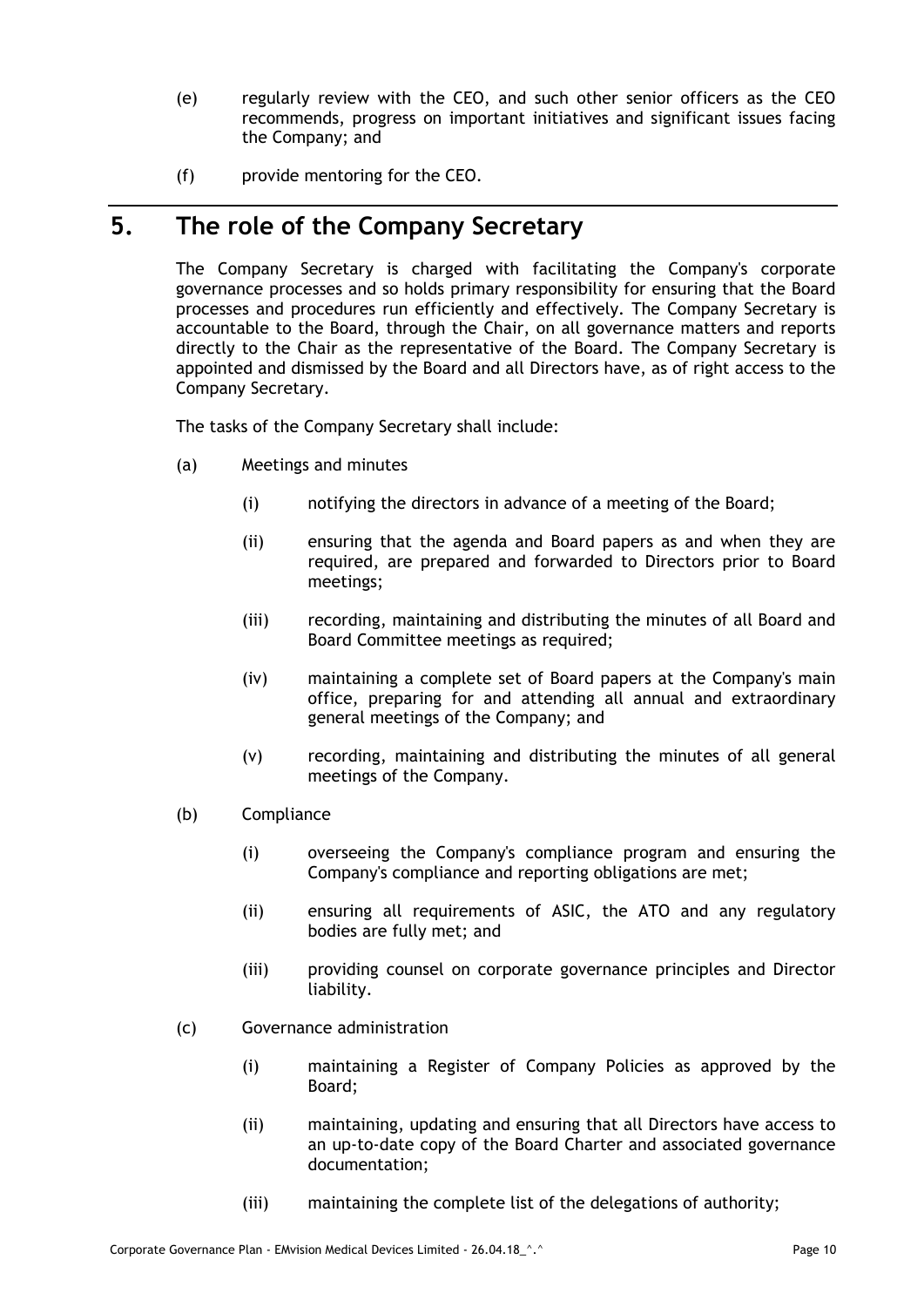(e) regularly review with the CEO, and such other senior officers as the CEO recommends, progress on important initiatives and significant issues facing the Company; and

(f) provide mentoring for the CEO.

# 5. The role of the Company Secretary

The Company Secretary is charged with facilitating the Company's corporate governance processes and so holds primary responsibility for ensuring that the Board processes and procedures run efficiently and effectively. The Company Secretary is accountable to the Board, through the Chair, on all governance matters and reports directly to the Chair as the representative of the Board. The Company Secretary is appointed and dismissed by the Board and all Directors have, as of right access to the Company Secretary.

The tasks of the Company Secretary shall include:

(a) Meetings and minutes

  (i) notifying the directors in advance of a meeting of the Board;

  (ii) ensuring that the agenda and Board papers as and when they are required, are prepared and forwarded to Directors prior to Board meetings;

  (iii) recording, maintaining and distributing the minutes of all Board and Board Committee meetings as required;

  (iv) maintaining a complete set of Board papers at the Company's main office, preparing for and attending all annual and extraordinary general meetings of the Company; and

  (v) recording, maintaining and distributing the minutes of all general meetings of the Company.

(b) Compliance

  (i) overseeing the Company's compliance program and ensuring the Company's compliance and reporting obligations are met;

  (ii) ensuring all requirements of ASIC, the ATO and any regulatory bodies are fully met; and

  (iii) providing counsel on corporate governance principles and Director liability.

(c) Governance administration

  (i) maintaining a Register of Company Policies as approved by the Board;

  (ii) maintaining, updating and ensuring that all Directors have access to an up-to-date copy of the Board Charter and associated governance documentation;

  (iii) maintaining the complete list of the delegations of authority;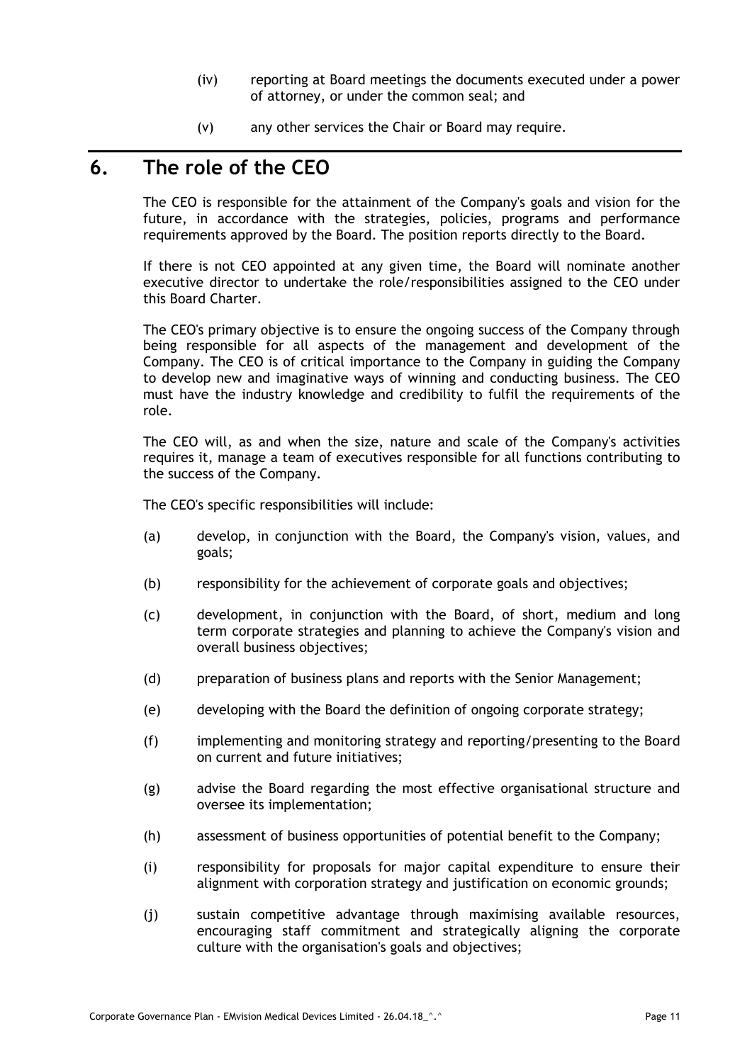(iv) reporting at Board meetings the documents executed under a power of attorney, or under the common seal; and

(v) any other services the Chair or Board may require.

# 6. The role of the CEO

The CEO is responsible for the attainment of the Company's goals and vision for the future, in accordance with the strategies, policies, programs and performance requirements approved by the Board. The position reports directly to the Board.

If there is not CEO appointed at any given time, the Board will nominate another executive director to undertake the role/responsibilities assigned to the CEO under this Board Charter.

The CEO's primary objective is to ensure the ongoing success of the Company through being responsible for all aspects of the management and development of the Company. The CEO is of critical importance to the Company in guiding the Company to develop new and imaginative ways of winning and conducting business. The CEO must have the industry knowledge and credibility to fulfil the requirements of the role.

The CEO will, as and when the size, nature and scale of the Company's activities requires it, manage a team of executives responsible for all functions contributing to the success of the Company.

The CEO's specific responsibilities will include:

(a) develop, in conjunction with the Board, the Company's vision, values, and goals;

(b) responsibility for the achievement of corporate goals and objectives;

(c) development, in conjunction with the Board, of short, medium and long term corporate strategies and planning to achieve the Company's vision and overall business objectives;

(d) preparation of business plans and reports with the Senior Management;

(e) developing with the Board the definition of ongoing corporate strategy;

(f) implementing and monitoring strategy and reporting/presenting to the Board on current and future initiatives;

(g) advise the Board regarding the most effective organisational structure and oversee its implementation;

(h) assessment of business opportunities of potential benefit to the Company;

(i) responsibility for proposals for major capital expenditure to ensure their alignment with corporation strategy and justification on economic grounds;

(j) sustain competitive advantage through maximising available resources, encouraging staff commitment and strategically aligning the corporate culture with the organisation's goals and objectives;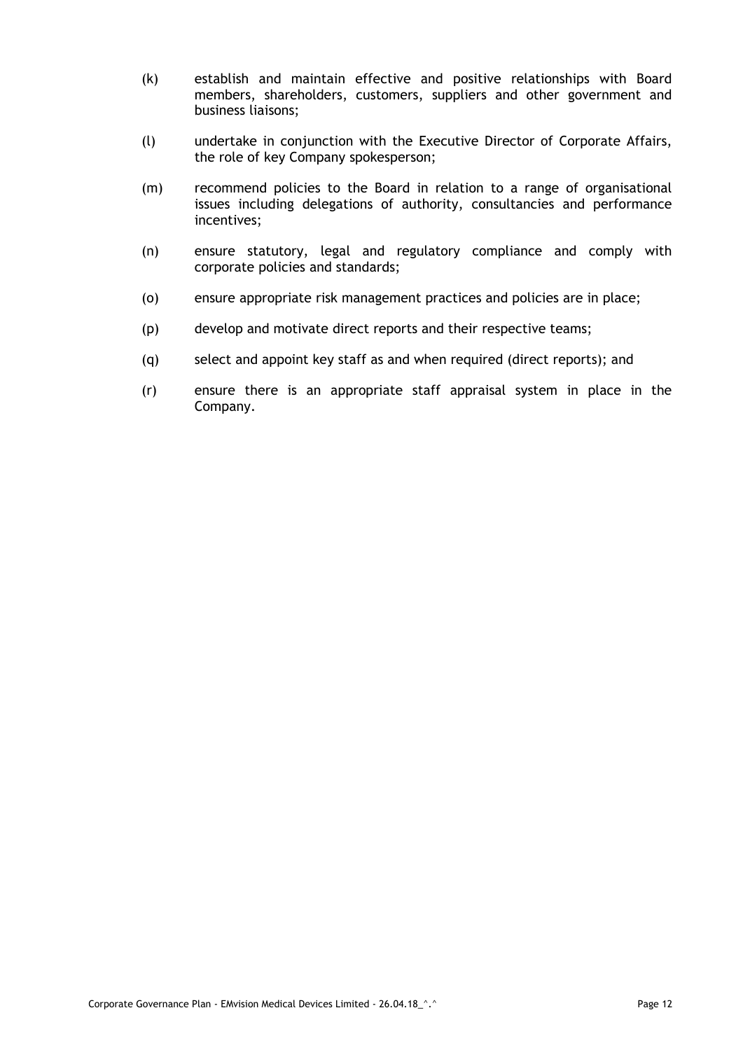(k) establish and maintain effective and positive relationships with Board members, shareholders, customers, suppliers and other government and business liaisons;

(l) undertake in conjunction with the Executive Director of Corporate Affairs, the role of key Company spokesperson;

(m) recommend policies to the Board in relation to a range of organisational issues including delegations of authority, consultancies and performance incentives;

(n) ensure statutory, legal and regulatory compliance and comply with corporate policies and standards;

(o) ensure appropriate risk management practices and policies are in place;

(p) develop and motivate direct reports and their respective teams;

(q) select and appoint key staff as and when required (direct reports); and

(r) ensure there is an appropriate staff appraisal system in place in the Company.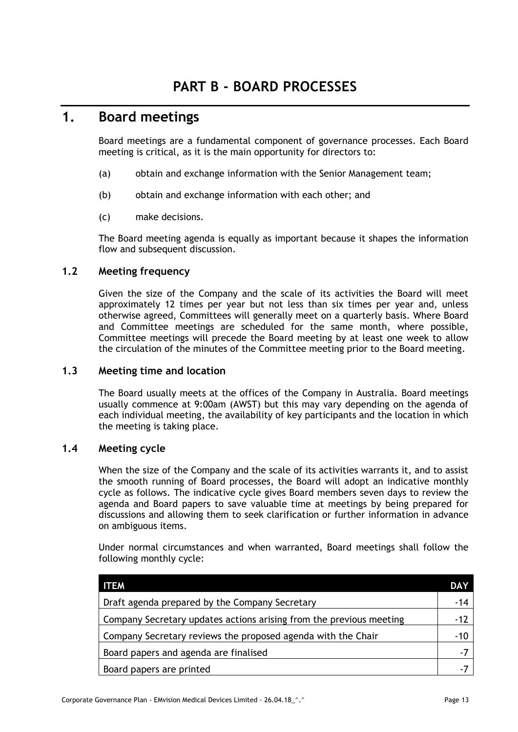# PART B - BOARD PROCESSES

## 1. Board meetings

Board meetings are a fundamental component of governance processes. Each Board meeting is critical, as it is the main opportunity for directors to:

(a) obtain and exchange information with the Senior Management team;

(b) obtain and exchange information with each other; and

(c) make decisions.

The Board meeting agenda is equally as important because it shapes the information flow and subsequent discussion.

### 1.2 Meeting frequency

Given the size of the Company and the scale of its activities the Board will meet approximately 12 times per year but not less than six times per year and, unless otherwise agreed, Committees will generally meet on a quarterly basis. Where Board and Committee meetings are scheduled for the same month, where possible, Committee meetings will precede the Board meeting by at least one week to allow the circulation of the minutes of the Committee meeting prior to the Board meeting.

### 1.3 Meeting time and location

The Board usually meets at the offices of the Company in Australia. Board meetings usually commence at 9:00am (AWST) but this may vary depending on the agenda of each individual meeting, the availability of key participants and the location in which the meeting is taking place.

### 1.4 Meeting cycle

When the size of the Company and the scale of its activities warrants it, and to assist the smooth running of Board processes, the Board will adopt an indicative monthly cycle as follows. The indicative cycle gives Board members seven days to review the agenda and Board papers to save valuable time at meetings by being prepared for discussions and allowing them to seek clarification or further information in advance on ambiguous items.

Under normal circumstances and when warranted, Board meetings shall follow the following monthly cycle:

| ITEM | DAY |
|---|---|
| Draft agenda prepared by the Company Secretary | -14 |
| Company Secretary updates actions arising from the previous meeting | -12 |
| Company Secretary reviews the proposed agenda with the Chair | -10 |
| Board papers and agenda are finalised | -7 |
| Board papers are printed | -7 |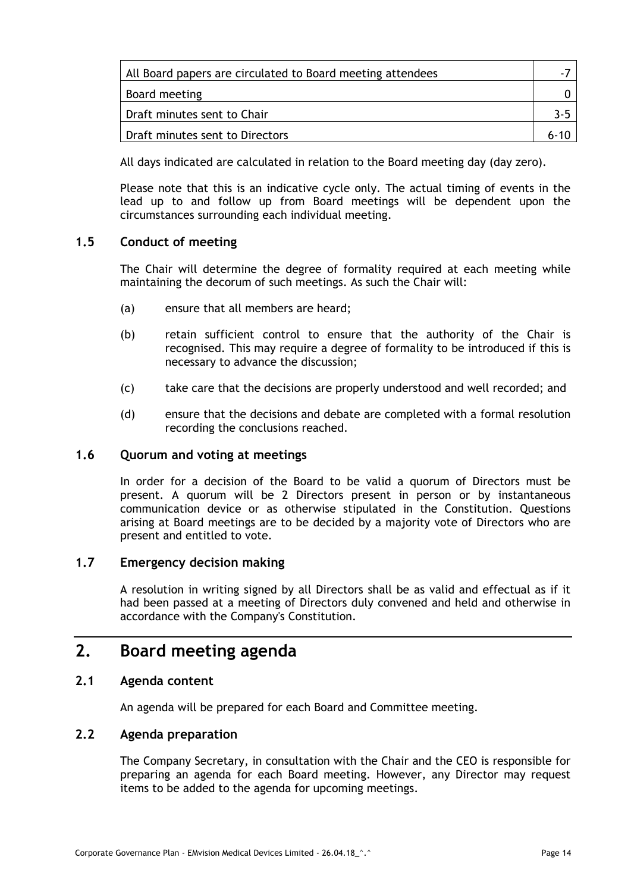| | |
|---|---|
| All Board papers are circulated to Board meeting attendees | -7 |
| Board meeting | 0 |
| Draft minutes sent to Chair | 3-5 |
| Draft minutes sent to Directors | 6-10 |

All days indicated are calculated in relation to the Board meeting day (day zero).

Please note that this is an indicative cycle only. The actual timing of events in the lead up to and follow up from Board meetings will be dependent upon the circumstances surrounding each individual meeting.

### 1.5 Conduct of meeting

The Chair will determine the degree of formality required at each meeting while maintaining the decorum of such meetings. As such the Chair will:

(a) ensure that all members are heard;

(b) retain sufficient control to ensure that the authority of the Chair is recognised. This may require a degree of formality to be introduced if this is necessary to advance the discussion;

(c) take care that the decisions are properly understood and well recorded; and

(d) ensure that the decisions and debate are completed with a formal resolution recording the conclusions reached.

### 1.6 Quorum and voting at meetings

In order for a decision of the Board to be valid a quorum of Directors must be present. A quorum will be 2 Directors present in person or by instantaneous communication device or as otherwise stipulated in the Constitution. Questions arising at Board meetings are to be decided by a majority vote of Directors who are present and entitled to vote.

### 1.7 Emergency decision making

A resolution in writing signed by all Directors shall be as valid and effectual as if it had been passed at a meeting of Directors duly convened and held and otherwise in accordance with the Company's Constitution.

## 2. Board meeting agenda

### 2.1 Agenda content

An agenda will be prepared for each Board and Committee meeting.

### 2.2 Agenda preparation

The Company Secretary, in consultation with the Chair and the CEO is responsible for preparing an agenda for each Board meeting. However, any Director may request items to be added to the agenda for upcoming meetings.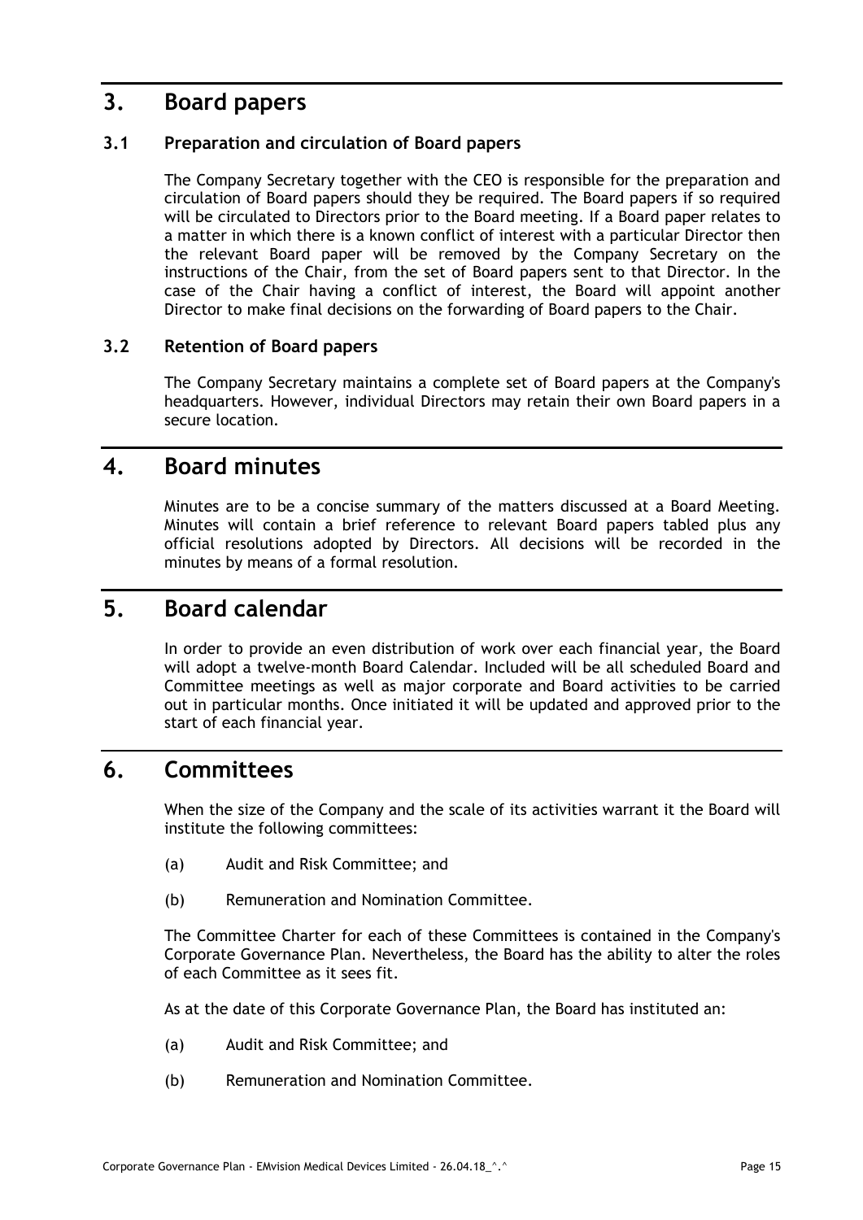# 3. Board papers

## 3.1 Preparation and circulation of Board papers

The Company Secretary together with the CEO is responsible for the preparation and circulation of Board papers should they be required. The Board papers if so required will be circulated to Directors prior to the Board meeting. If a Board paper relates to a matter in which there is a known conflict of interest with a particular Director then the relevant Board paper will be removed by the Company Secretary on the instructions of the Chair, from the set of Board papers sent to that Director. In the case of the Chair having a conflict of interest, the Board will appoint another Director to make final decisions on the forwarding of Board papers to the Chair.

## 3.2 Retention of Board papers

The Company Secretary maintains a complete set of Board papers at the Company's headquarters. However, individual Directors may retain their own Board papers in a secure location.

# 4. Board minutes

Minutes are to be a concise summary of the matters discussed at a Board Meeting. Minutes will contain a brief reference to relevant Board papers tabled plus any official resolutions adopted by Directors. All decisions will be recorded in the minutes by means of a formal resolution.

# 5. Board calendar

In order to provide an even distribution of work over each financial year, the Board will adopt a twelve-month Board Calendar. Included will be all scheduled Board and Committee meetings as well as major corporate and Board activities to be carried out in particular months. Once initiated it will be updated and approved prior to the start of each financial year.

# 6. Committees

When the size of the Company and the scale of its activities warrant it the Board will institute the following committees:

(a) Audit and Risk Committee; and

(b) Remuneration and Nomination Committee.

The Committee Charter for each of these Committees is contained in the Company's Corporate Governance Plan. Nevertheless, the Board has the ability to alter the roles of each Committee as it sees fit.

As at the date of this Corporate Governance Plan, the Board has instituted an:

(a) Audit and Risk Committee; and

(b) Remuneration and Nomination Committee.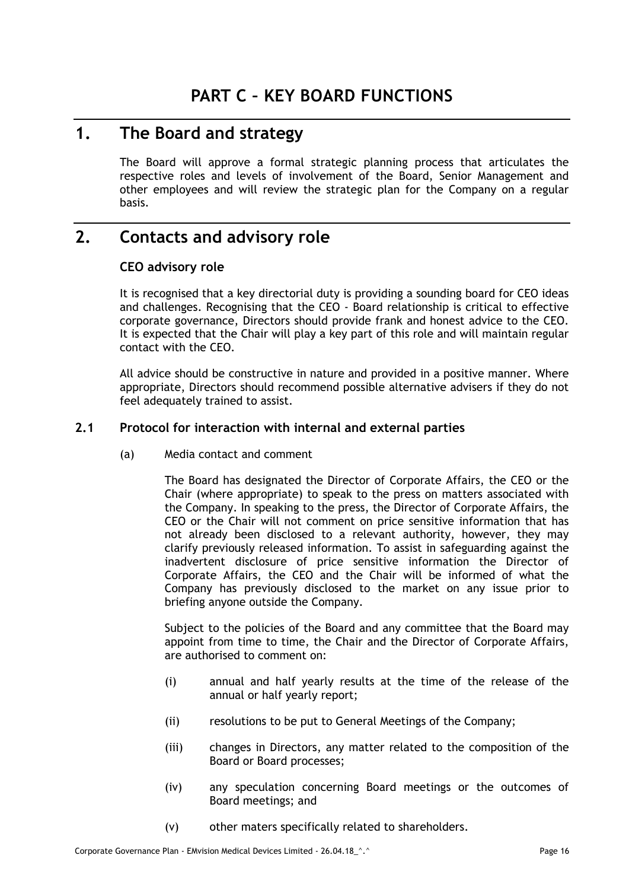# PART C – KEY BOARD FUNCTIONS

## 1. The Board and strategy

The Board will approve a formal strategic planning process that articulates the respective roles and levels of involvement of the Board, Senior Management and other employees and will review the strategic plan for the Company on a regular basis.

## 2. Contacts and advisory role

**CEO advisory role**

It is recognised that a key directorial duty is providing a sounding board for CEO ideas and challenges. Recognising that the CEO - Board relationship is critical to effective corporate governance, Directors should provide frank and honest advice to the CEO. It is expected that the Chair will play a key part of this role and will maintain regular contact with the CEO.

All advice should be constructive in nature and provided in a positive manner. Where appropriate, Directors should recommend possible alternative advisers if they do not feel adequately trained to assist.

### 2.1 Protocol for interaction with internal and external parties

(a) Media contact and comment

The Board has designated the Director of Corporate Affairs, the CEO or the Chair (where appropriate) to speak to the press on matters associated with the Company. In speaking to the press, the Director of Corporate Affairs, the CEO or the Chair will not comment on price sensitive information that has not already been disclosed to a relevant authority, however, they may clarify previously released information. To assist in safeguarding against the inadvertent disclosure of price sensitive information the Director of Corporate Affairs, the CEO and the Chair will be informed of what the Company has previously disclosed to the market on any issue prior to briefing anyone outside the Company.

Subject to the policies of the Board and any committee that the Board may appoint from time to time, the Chair and the Director of Corporate Affairs, are authorised to comment on:

(i) annual and half yearly results at the time of the release of the annual or half yearly report;

(ii) resolutions to be put to General Meetings of the Company;

(iii) changes in Directors, any matter related to the composition of the Board or Board processes;

(iv) any speculation concerning Board meetings or the outcomes of Board meetings; and

(v) other maters specifically related to shareholders.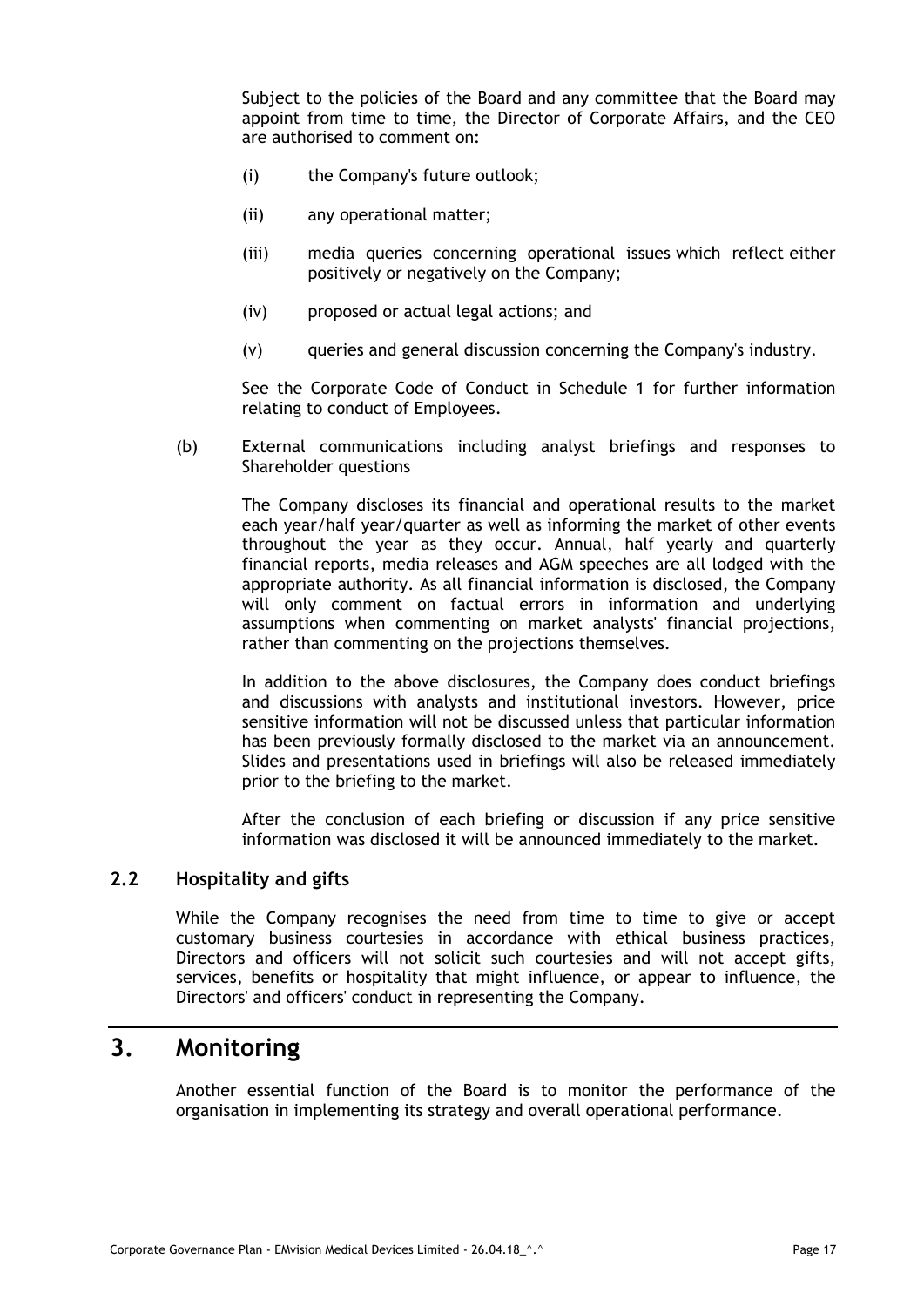Subject to the policies of the Board and any committee that the Board may appoint from time to time, the Director of Corporate Affairs, and the CEO are authorised to comment on:

(i) the Company's future outlook;

(ii) any operational matter;

(iii) media queries concerning operational issues which reflect either positively or negatively on the Company;

(iv) proposed or actual legal actions; and

(v) queries and general discussion concerning the Company's industry.

See the Corporate Code of Conduct in Schedule 1 for further information relating to conduct of Employees.

(b) External communications including analyst briefings and responses to Shareholder questions

The Company discloses its financial and operational results to the market each year/half year/quarter as well as informing the market of other events throughout the year as they occur. Annual, half yearly and quarterly financial reports, media releases and AGM speeches are all lodged with the appropriate authority. As all financial information is disclosed, the Company will only comment on factual errors in information and underlying assumptions when commenting on market analysts' financial projections, rather than commenting on the projections themselves.

In addition to the above disclosures, the Company does conduct briefings and discussions with analysts and institutional investors. However, price sensitive information will not be discussed unless that particular information has been previously formally disclosed to the market via an announcement. Slides and presentations used in briefings will also be released immediately prior to the briefing to the market.

After the conclusion of each briefing or discussion if any price sensitive information was disclosed it will be announced immediately to the market.

### 2.2 Hospitality and gifts

While the Company recognises the need from time to time to give or accept customary business courtesies in accordance with ethical business practices, Directors and officers will not solicit such courtesies and will not accept gifts, services, benefits or hospitality that might influence, or appear to influence, the Directors' and officers' conduct in representing the Company.

## 3. Monitoring

Another essential function of the Board is to monitor the performance of the organisation in implementing its strategy and overall operational performance.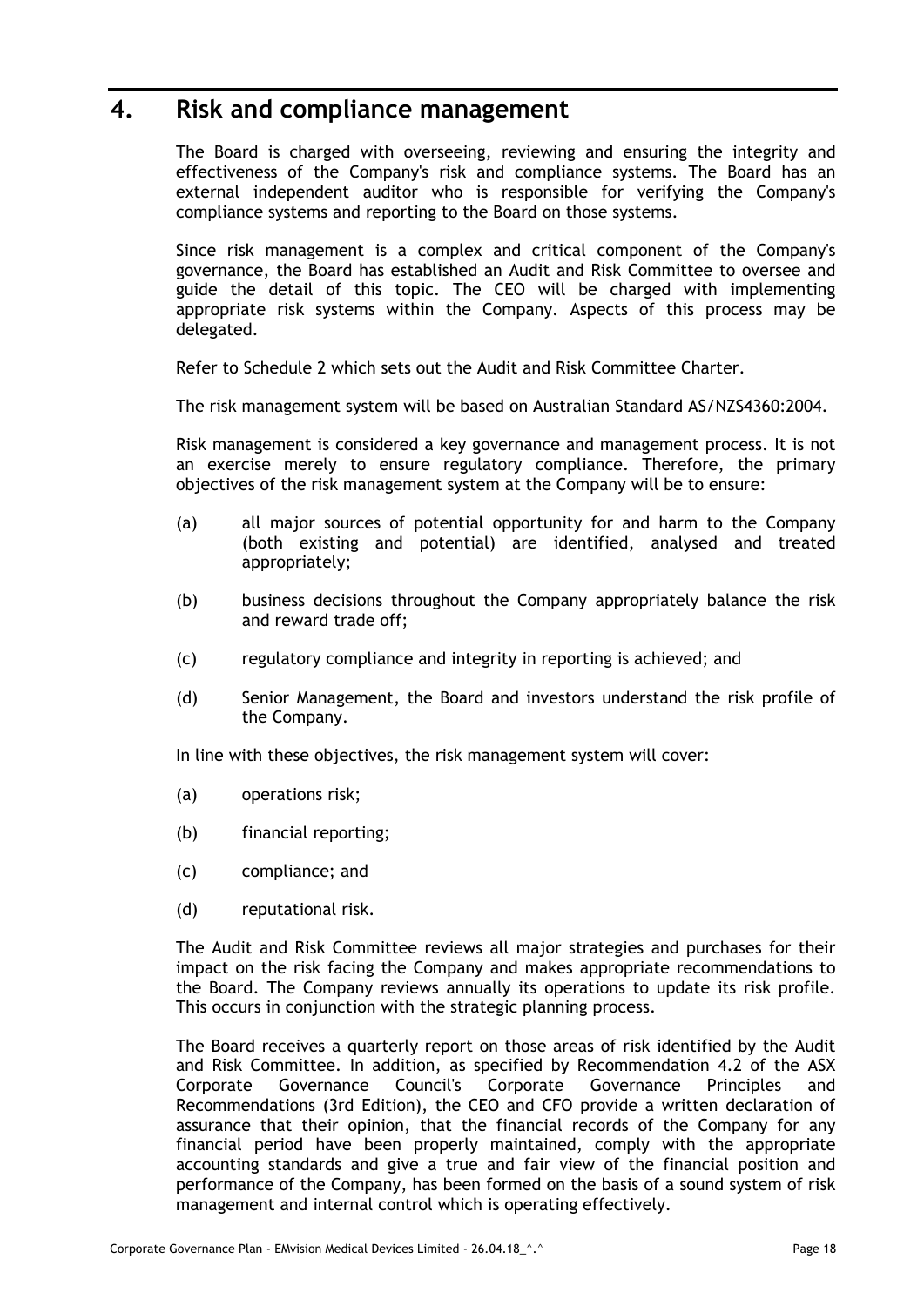# 4. Risk and compliance management

The Board is charged with overseeing, reviewing and ensuring the integrity and effectiveness of the Company's risk and compliance systems. The Board has an external independent auditor who is responsible for verifying the Company's compliance systems and reporting to the Board on those systems.

Since risk management is a complex and critical component of the Company's governance, the Board has established an Audit and Risk Committee to oversee and guide the detail of this topic. The CEO will be charged with implementing appropriate risk systems within the Company. Aspects of this process may be delegated.

Refer to Schedule 2 which sets out the Audit and Risk Committee Charter.

The risk management system will be based on Australian Standard AS/NZS4360:2004.

Risk management is considered a key governance and management process. It is not an exercise merely to ensure regulatory compliance. Therefore, the primary objectives of the risk management system at the Company will be to ensure:

(a) all major sources of potential opportunity for and harm to the Company (both existing and potential) are identified, analysed and treated appropriately;

(b) business decisions throughout the Company appropriately balance the risk and reward trade off;

(c) regulatory compliance and integrity in reporting is achieved; and

(d) Senior Management, the Board and investors understand the risk profile of the Company.

In line with these objectives, the risk management system will cover:

(a) operations risk;

(b) financial reporting;

(c) compliance; and

(d) reputational risk.

The Audit and Risk Committee reviews all major strategies and purchases for their impact on the risk facing the Company and makes appropriate recommendations to the Board. The Company reviews annually its operations to update its risk profile. This occurs in conjunction with the strategic planning process.

The Board receives a quarterly report on those areas of risk identified by the Audit and Risk Committee. In addition, as specified by Recommendation 4.2 of the ASX Corporate Governance Council's Corporate Governance Principles and Recommendations (3rd Edition), the CEO and CFO provide a written declaration of assurance that their opinion, that the financial records of the Company for any financial period have been properly maintained, comply with the appropriate accounting standards and give a true and fair view of the financial position and performance of the Company, has been formed on the basis of a sound system of risk management and internal control which is operating effectively.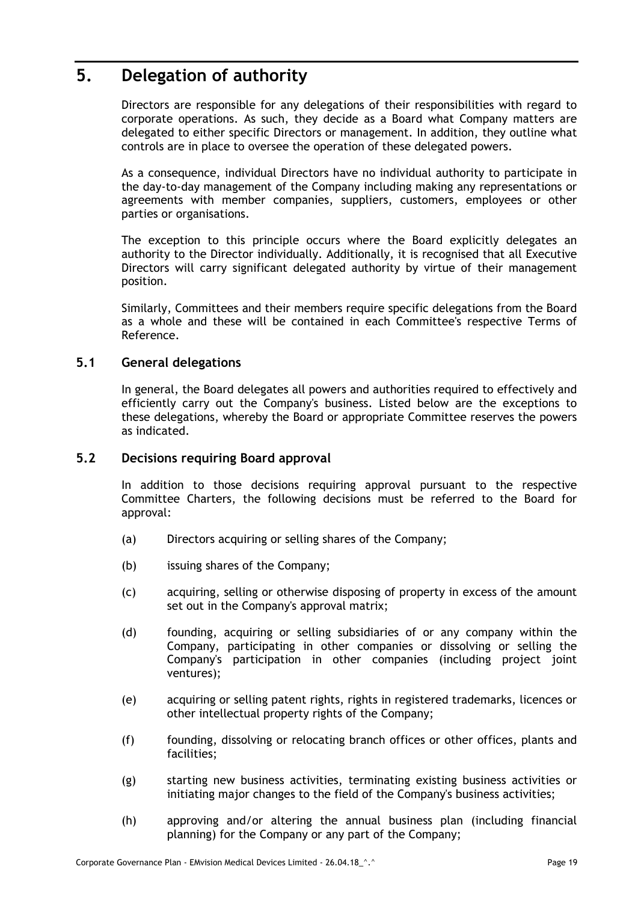# 5. Delegation of authority

Directors are responsible for any delegations of their responsibilities with regard to corporate operations. As such, they decide as a Board what Company matters are delegated to either specific Directors or management. In addition, they outline what controls are in place to oversee the operation of these delegated powers.

As a consequence, individual Directors have no individual authority to participate in the day-to-day management of the Company including making any representations or agreements with member companies, suppliers, customers, employees or other parties or organisations.

The exception to this principle occurs where the Board explicitly delegates an authority to the Director individually. Additionally, it is recognised that all Executive Directors will carry significant delegated authority by virtue of their management position.

Similarly, Committees and their members require specific delegations from the Board as a whole and these will be contained in each Committee's respective Terms of Reference.

## 5.1 General delegations

In general, the Board delegates all powers and authorities required to effectively and efficiently carry out the Company's business. Listed below are the exceptions to these delegations, whereby the Board or appropriate Committee reserves the powers as indicated.

## 5.2 Decisions requiring Board approval

In addition to those decisions requiring approval pursuant to the respective Committee Charters, the following decisions must be referred to the Board for approval:

(a) Directors acquiring or selling shares of the Company;

(b) issuing shares of the Company;

(c) acquiring, selling or otherwise disposing of property in excess of the amount set out in the Company's approval matrix;

(d) founding, acquiring or selling subsidiaries of or any company within the Company, participating in other companies or dissolving or selling the Company's participation in other companies (including project joint ventures);

(e) acquiring or selling patent rights, rights in registered trademarks, licences or other intellectual property rights of the Company;

(f) founding, dissolving or relocating branch offices or other offices, plants and facilities;

(g) starting new business activities, terminating existing business activities or initiating major changes to the field of the Company's business activities;

(h) approving and/or altering the annual business plan (including financial planning) for the Company or any part of the Company;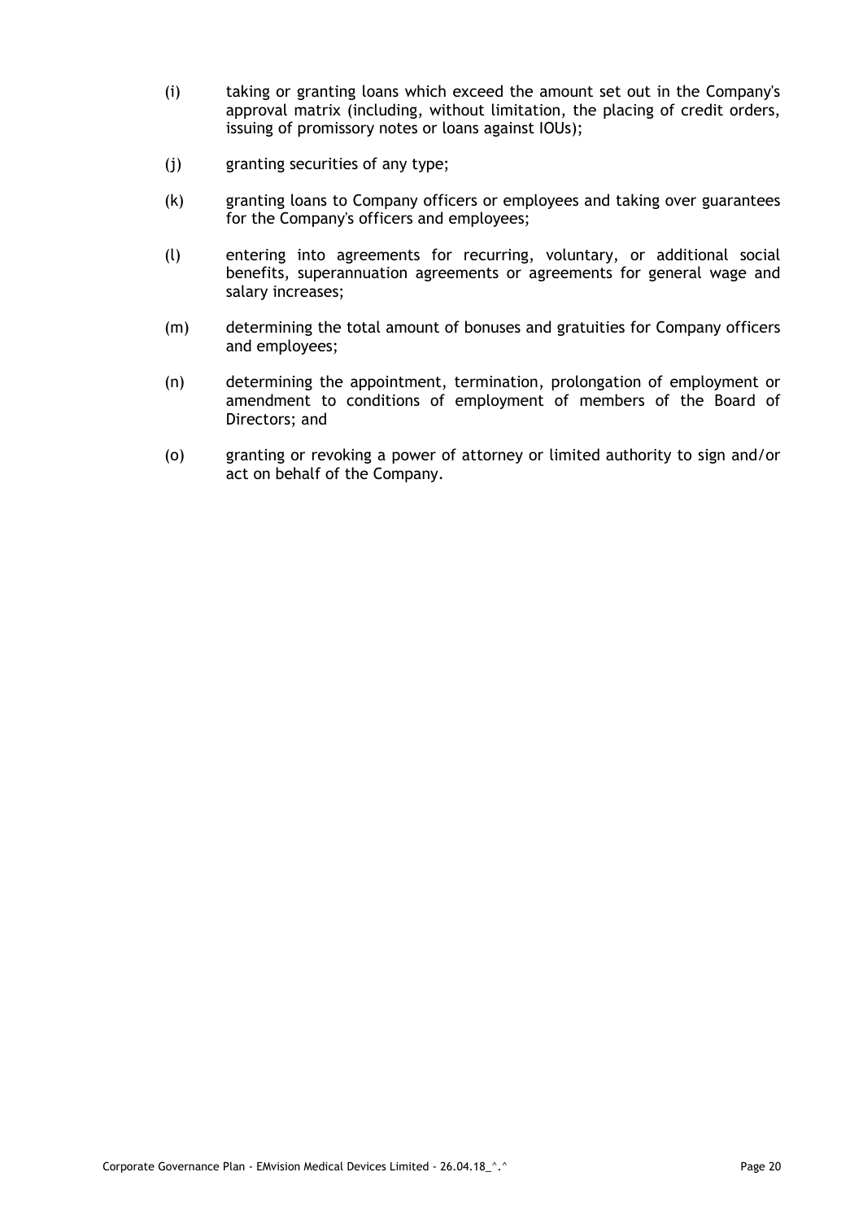(i) taking or granting loans which exceed the amount set out in the Company's approval matrix (including, without limitation, the placing of credit orders, issuing of promissory notes or loans against IOUs);

(j) granting securities of any type;

(k) granting loans to Company officers or employees and taking over guarantees for the Company's officers and employees;

(l) entering into agreements for recurring, voluntary, or additional social benefits, superannuation agreements or agreements for general wage and salary increases;

(m) determining the total amount of bonuses and gratuities for Company officers and employees;

(n) determining the appointment, termination, prolongation of employment or amendment to conditions of employment of members of the Board of Directors; and

(o) granting or revoking a power of attorney or limited authority to sign and/or act on behalf of the Company.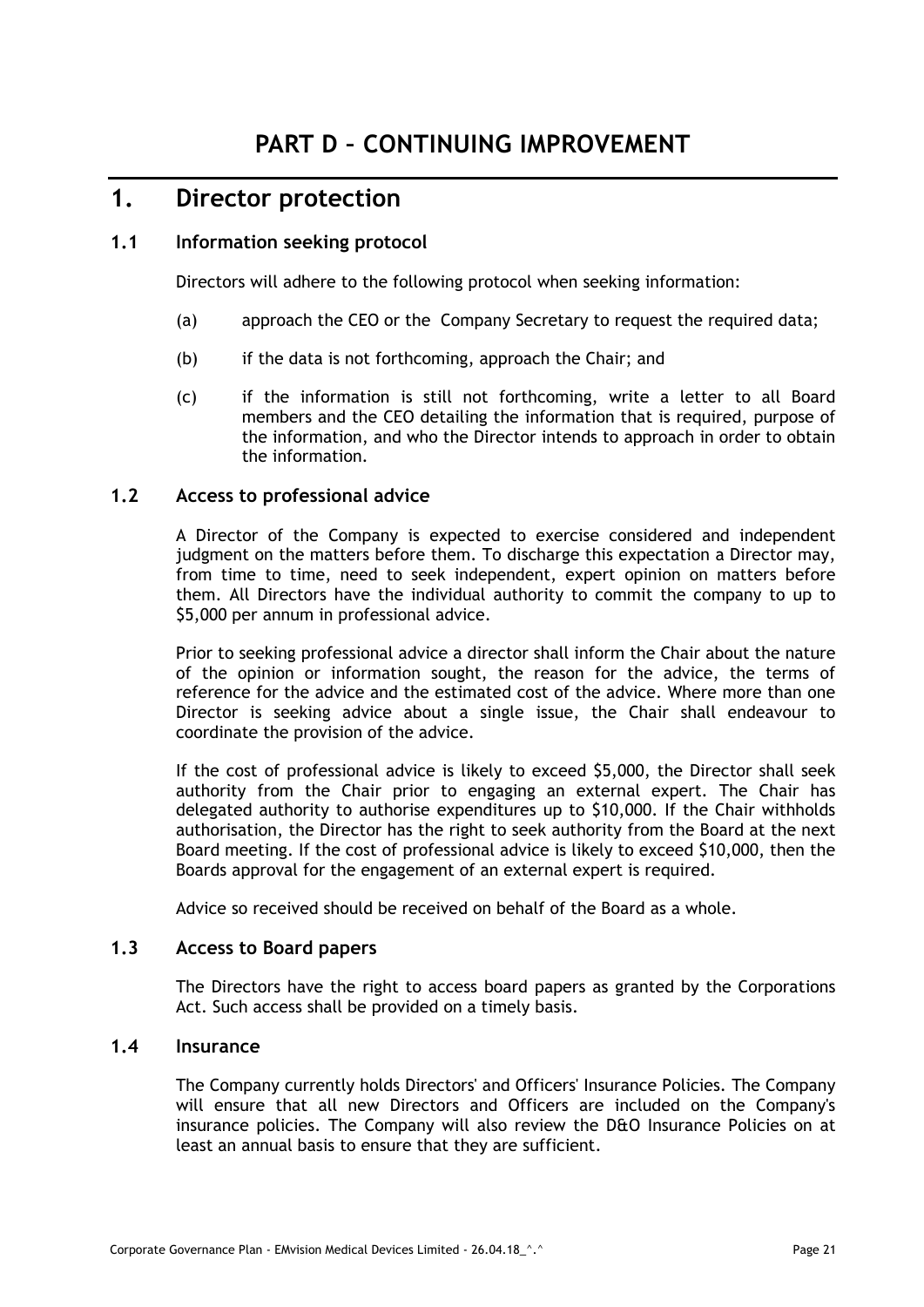# PART D – CONTINUING IMPROVEMENT

## 1. Director protection

### 1.1 Information seeking protocol

Directors will adhere to the following protocol when seeking information:

(a) approach the CEO or the Company Secretary to request the required data;

(b) if the data is not forthcoming, approach the Chair; and

(c) if the information is still not forthcoming, write a letter to all Board members and the CEO detailing the information that is required, purpose of the information, and who the Director intends to approach in order to obtain the information.

### 1.2 Access to professional advice

A Director of the Company is expected to exercise considered and independent judgment on the matters before them. To discharge this expectation a Director may, from time to time, need to seek independent, expert opinion on matters before them. All Directors have the individual authority to commit the company to up to $5,000 per annum in professional advice.

Prior to seeking professional advice a director shall inform the Chair about the nature of the opinion or information sought, the reason for the advice, the terms of reference for the advice and the estimated cost of the advice. Where more than one Director is seeking advice about a single issue, the Chair shall endeavour to coordinate the provision of the advice.

If the cost of professional advice is likely to exceed $5,000, the Director shall seek authority from the Chair prior to engaging an external expert. The Chair has delegated authority to authorise expenditures up to $10,000. If the Chair withholds authorisation, the Director has the right to seek authority from the Board at the next Board meeting. If the cost of professional advice is likely to exceed $10,000, then the Boards approval for the engagement of an external expert is required.

Advice so received should be received on behalf of the Board as a whole.

### 1.3 Access to Board papers

The Directors have the right to access board papers as granted by the Corporations Act. Such access shall be provided on a timely basis.

### 1.4 Insurance

The Company currently holds Directors' and Officers' Insurance Policies. The Company will ensure that all new Directors and Officers are included on the Company's insurance policies. The Company will also review the D&O Insurance Policies on at least an annual basis to ensure that they are sufficient.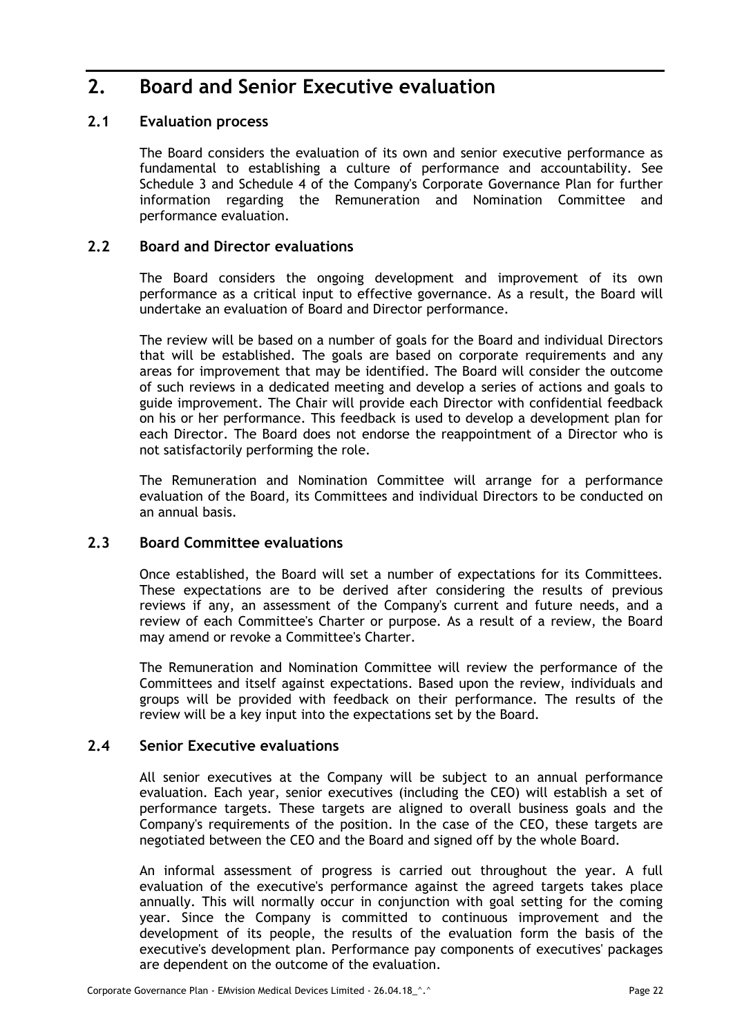# 2. Board and Senior Executive evaluation

## 2.1 Evaluation process

The Board considers the evaluation of its own and senior executive performance as fundamental to establishing a culture of performance and accountability. See Schedule 3 and Schedule 4 of the Company's Corporate Governance Plan for further information regarding the Remuneration and Nomination Committee and performance evaluation.

## 2.2 Board and Director evaluations

The Board considers the ongoing development and improvement of its own performance as a critical input to effective governance. As a result, the Board will undertake an evaluation of Board and Director performance.

The review will be based on a number of goals for the Board and individual Directors that will be established. The goals are based on corporate requirements and any areas for improvement that may be identified. The Board will consider the outcome of such reviews in a dedicated meeting and develop a series of actions and goals to guide improvement. The Chair will provide each Director with confidential feedback on his or her performance. This feedback is used to develop a development plan for each Director. The Board does not endorse the reappointment of a Director who is not satisfactorily performing the role.

The Remuneration and Nomination Committee will arrange for a performance evaluation of the Board, its Committees and individual Directors to be conducted on an annual basis.

## 2.3 Board Committee evaluations

Once established, the Board will set a number of expectations for its Committees. These expectations are to be derived after considering the results of previous reviews if any, an assessment of the Company's current and future needs, and a review of each Committee's Charter or purpose. As a result of a review, the Board may amend or revoke a Committee's Charter.

The Remuneration and Nomination Committee will review the performance of the Committees and itself against expectations. Based upon the review, individuals and groups will be provided with feedback on their performance. The results of the review will be a key input into the expectations set by the Board.

## 2.4 Senior Executive evaluations

All senior executives at the Company will be subject to an annual performance evaluation. Each year, senior executives (including the CEO) will establish a set of performance targets. These targets are aligned to overall business goals and the Company's requirements of the position. In the case of the CEO, these targets are negotiated between the CEO and the Board and signed off by the whole Board.

An informal assessment of progress is carried out throughout the year. A full evaluation of the executive's performance against the agreed targets takes place annually. This will normally occur in conjunction with goal setting for the coming year. Since the Company is committed to continuous improvement and the development of its people, the results of the evaluation form the basis of the executive's development plan. Performance pay components of executives' packages are dependent on the outcome of the evaluation.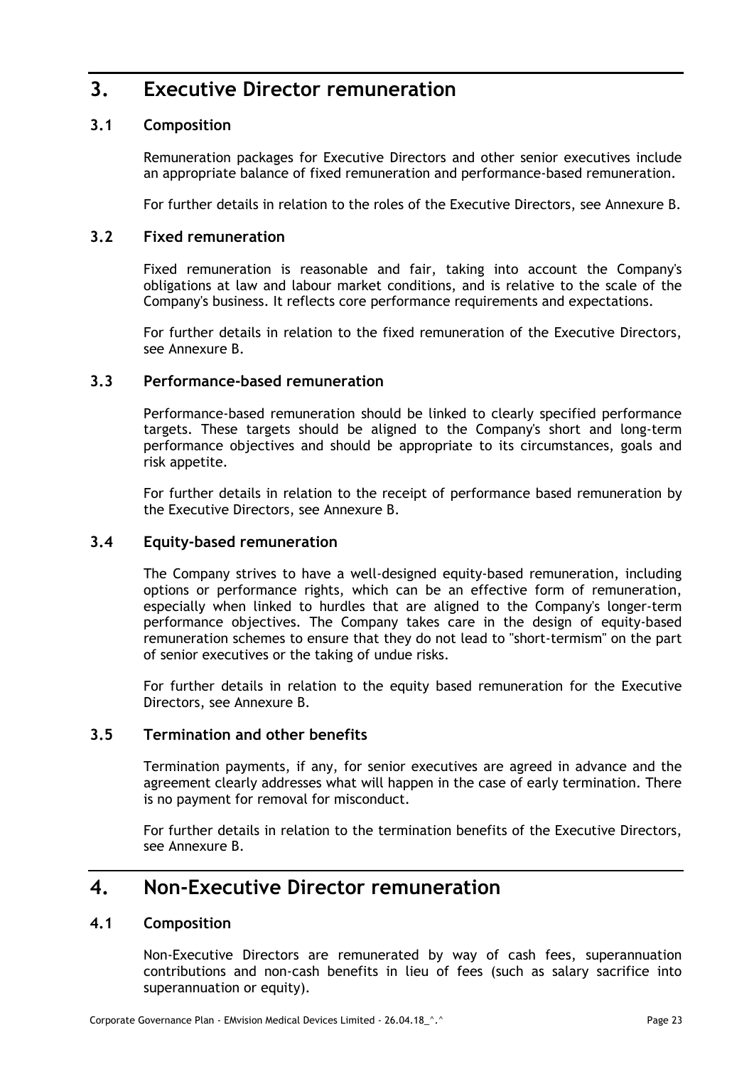# 3. Executive Director remuneration

## 3.1 Composition

Remuneration packages for Executive Directors and other senior executives include an appropriate balance of fixed remuneration and performance-based remuneration.

For further details in relation to the roles of the Executive Directors, see Annexure B.

## 3.2 Fixed remuneration

Fixed remuneration is reasonable and fair, taking into account the Company's obligations at law and labour market conditions, and is relative to the scale of the Company's business. It reflects core performance requirements and expectations.

For further details in relation to the fixed remuneration of the Executive Directors, see Annexure B.

## 3.3 Performance-based remuneration

Performance-based remuneration should be linked to clearly specified performance targets. These targets should be aligned to the Company's short and long-term performance objectives and should be appropriate to its circumstances, goals and risk appetite.

For further details in relation to the receipt of performance based remuneration by the Executive Directors, see Annexure B.

## 3.4 Equity-based remuneration

The Company strives to have a well-designed equity-based remuneration, including options or performance rights, which can be an effective form of remuneration, especially when linked to hurdles that are aligned to the Company's longer-term performance objectives. The Company takes care in the design of equity-based remuneration schemes to ensure that they do not lead to "short-termism" on the part of senior executives or the taking of undue risks.

For further details in relation to the equity based remuneration for the Executive Directors, see Annexure B.

## 3.5 Termination and other benefits

Termination payments, if any, for senior executives are agreed in advance and the agreement clearly addresses what will happen in the case of early termination. There is no payment for removal for misconduct.

For further details in relation to the termination benefits of the Executive Directors, see Annexure B.

# 4. Non-Executive Director remuneration

## 4.1 Composition

Non-Executive Directors are remunerated by way of cash fees, superannuation contributions and non-cash benefits in lieu of fees (such as salary sacrifice into superannuation or equity).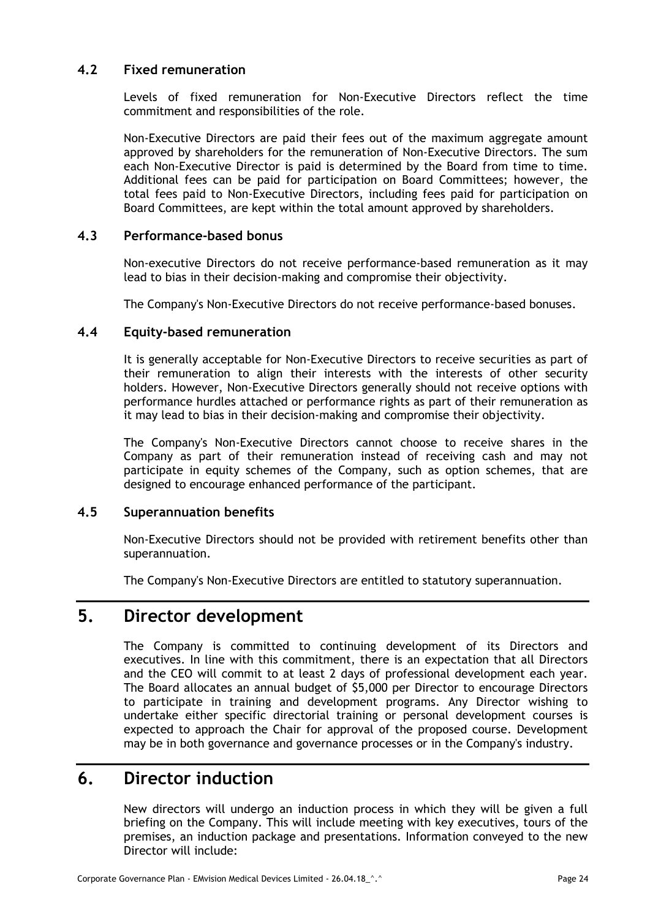### 4.2 Fixed remuneration

Levels of fixed remuneration for Non-Executive Directors reflect the time commitment and responsibilities of the role.

Non-Executive Directors are paid their fees out of the maximum aggregate amount approved by shareholders for the remuneration of Non-Executive Directors. The sum each Non-Executive Director is paid is determined by the Board from time to time. Additional fees can be paid for participation on Board Committees; however, the total fees paid to Non-Executive Directors, including fees paid for participation on Board Committees, are kept within the total amount approved by shareholders.

### 4.3 Performance-based bonus

Non-executive Directors do not receive performance-based remuneration as it may lead to bias in their decision-making and compromise their objectivity.

The Company's Non-Executive Directors do not receive performance-based bonuses.

### 4.4 Equity-based remuneration

It is generally acceptable for Non-Executive Directors to receive securities as part of their remuneration to align their interests with the interests of other security holders. However, Non-Executive Directors generally should not receive options with performance hurdles attached or performance rights as part of their remuneration as it may lead to bias in their decision-making and compromise their objectivity.

The Company's Non-Executive Directors cannot choose to receive shares in the Company as part of their remuneration instead of receiving cash and may not participate in equity schemes of the Company, such as option schemes, that are designed to encourage enhanced performance of the participant.

### 4.5 Superannuation benefits

Non-Executive Directors should not be provided with retirement benefits other than superannuation.

The Company's Non-Executive Directors are entitled to statutory superannuation.

## 5. Director development

The Company is committed to continuing development of its Directors and executives. In line with this commitment, there is an expectation that all Directors and the CEO will commit to at least 2 days of professional development each year. The Board allocates an annual budget of $5,000 per Director to encourage Directors to participate in training and development programs. Any Director wishing to undertake either specific directorial training or personal development courses is expected to approach the Chair for approval of the proposed course. Development may be in both governance and governance processes or in the Company's industry.

## 6. Director induction

New directors will undergo an induction process in which they will be given a full briefing on the Company. This will include meeting with key executives, tours of the premises, an induction package and presentations. Information conveyed to the new Director will include: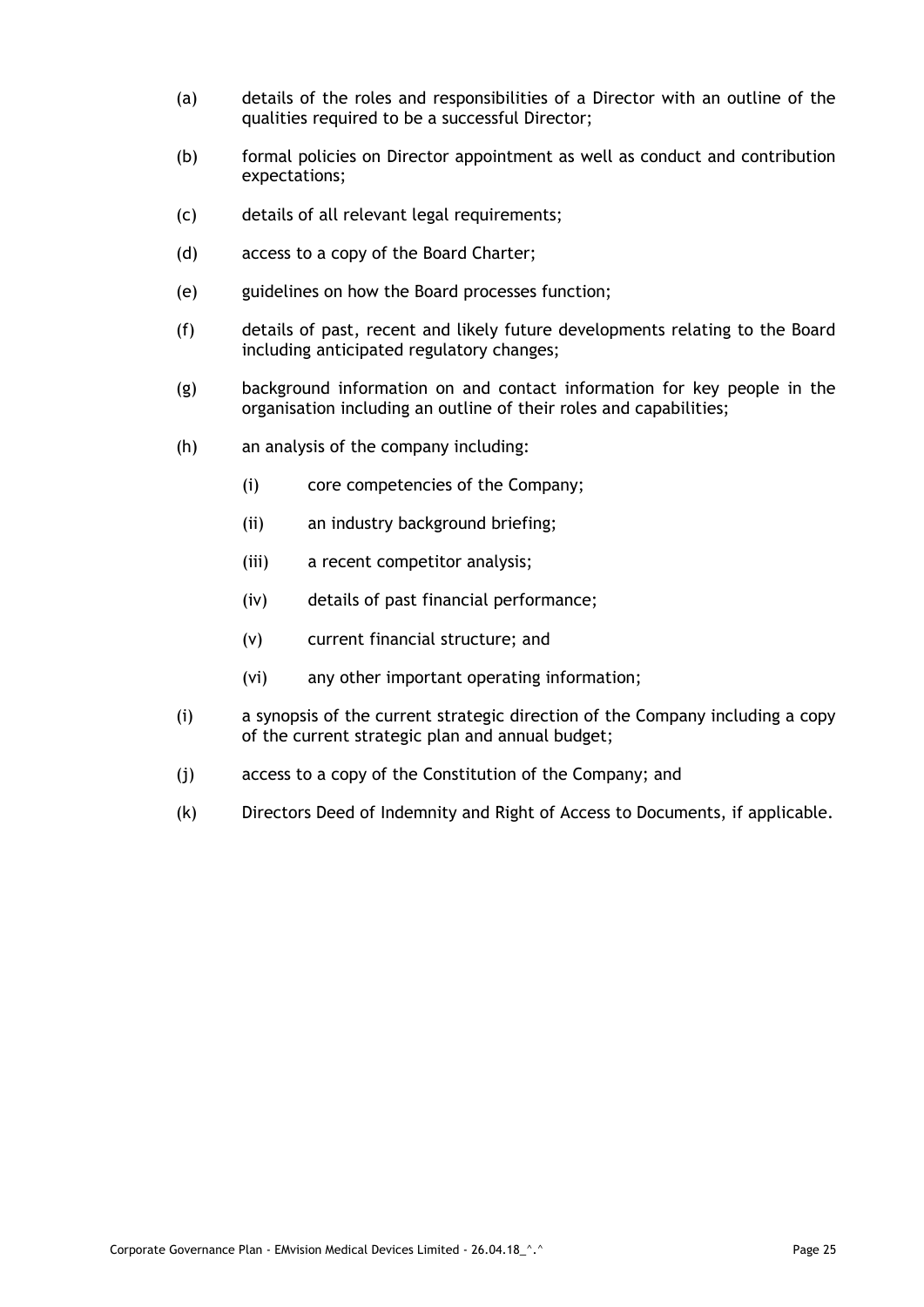(a) details of the roles and responsibilities of a Director with an outline of the qualities required to be a successful Director;

(b) formal policies on Director appointment as well as conduct and contribution expectations;

(c) details of all relevant legal requirements;

(d) access to a copy of the Board Charter;

(e) guidelines on how the Board processes function;

(f) details of past, recent and likely future developments relating to the Board including anticipated regulatory changes;

(g) background information on and contact information for key people in the organisation including an outline of their roles and capabilities;

(h) an analysis of the company including:

  (i) core competencies of the Company;

  (ii) an industry background briefing;

  (iii) a recent competitor analysis;

  (iv) details of past financial performance;

  (v) current financial structure; and

  (vi) any other important operating information;

(i) a synopsis of the current strategic direction of the Company including a copy of the current strategic plan and annual budget;

(j) access to a copy of the Constitution of the Company; and

(k) Directors Deed of Indemnity and Right of Access to Documents, if applicable.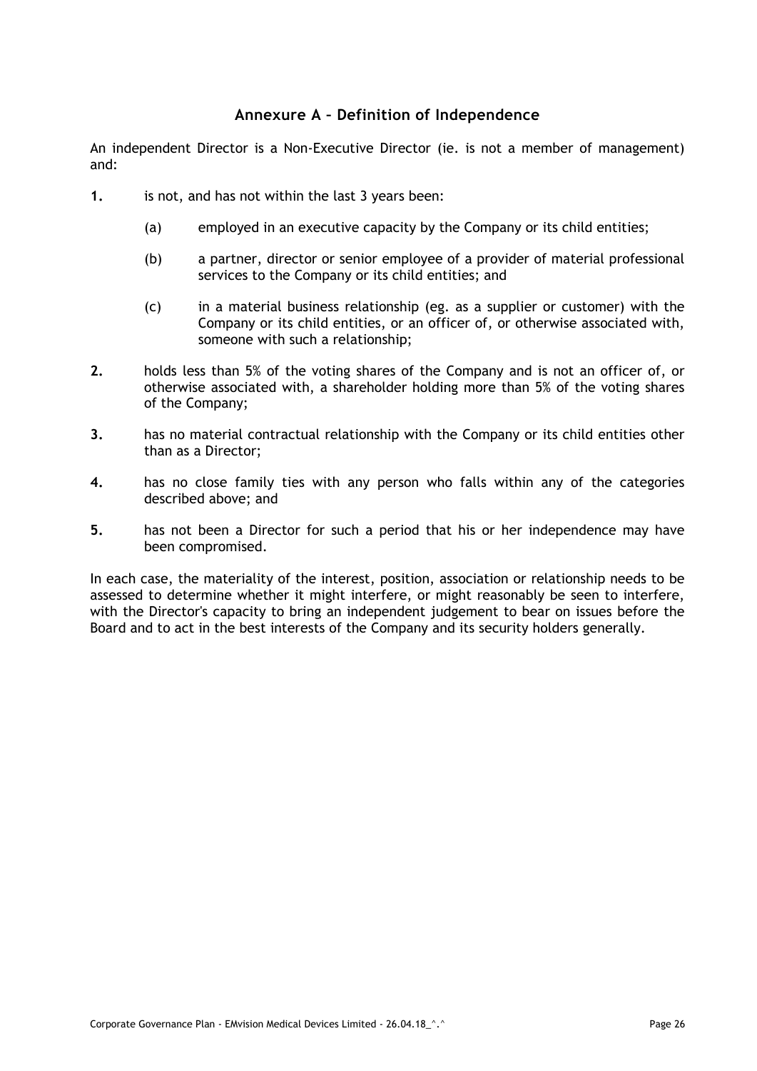## Annexure A – Definition of Independence

An independent Director is a Non-Executive Director (ie. is not a member of management) and:

**1.** is not, and has not within the last 3 years been:

   (a) employed in an executive capacity by the Company or its child entities;

   (b) a partner, director or senior employee of a provider of material professional services to the Company or its child entities; and

   (c) in a material business relationship (eg. as a supplier or customer) with the Company or its child entities, or an officer of, or otherwise associated with, someone with such a relationship;

**2.** holds less than 5% of the voting shares of the Company and is not an officer of, or otherwise associated with, a shareholder holding more than 5% of the voting shares of the Company;

**3.** has no material contractual relationship with the Company or its child entities other than as a Director;

**4.** has no close family ties with any person who falls within any of the categories described above; and

**5.** has not been a Director for such a period that his or her independence may have been compromised.

In each case, the materiality of the interest, position, association or relationship needs to be assessed to determine whether it might interfere, or might reasonably be seen to interfere, with the Director's capacity to bring an independent judgement to bear on issues before the Board and to act in the best interests of the Company and its security holders generally.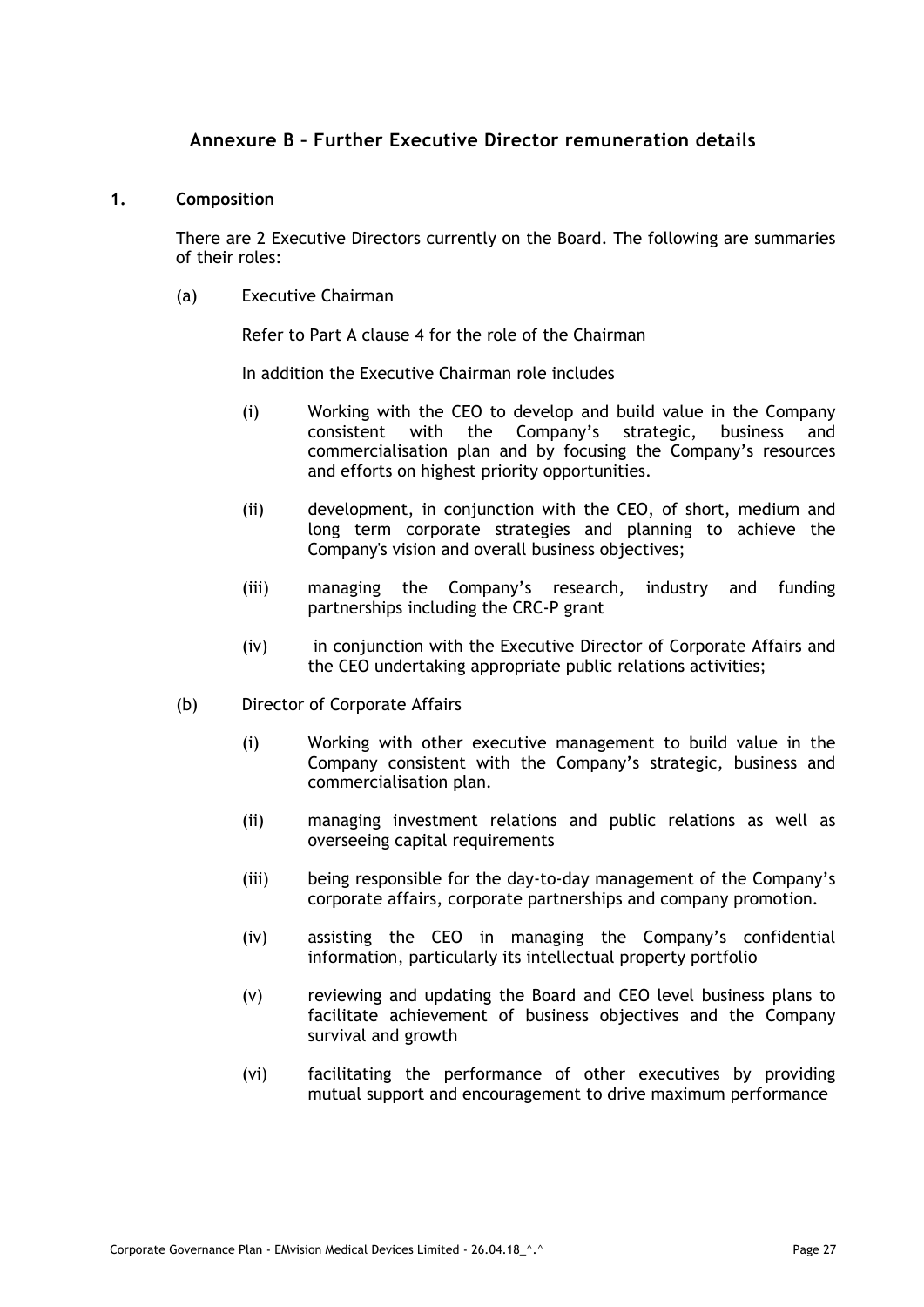## Annexure B – Further Executive Director remuneration details

**1. Composition**

There are 2 Executive Directors currently on the Board. The following are summaries of their roles:

(a) Executive Chairman

Refer to Part A clause 4 for the role of the Chairman

In addition the Executive Chairman role includes

(i) Working with the CEO to develop and build value in the Company consistent with the Company's strategic, business and commercialisation plan and by focusing the Company's resources and efforts on highest priority opportunities.

(ii) development, in conjunction with the CEO, of short, medium and long term corporate strategies and planning to achieve the Company's vision and overall business objectives;

(iii) managing the Company's research, industry and funding partnerships including the CRC-P grant

(iv) in conjunction with the Executive Director of Corporate Affairs and the CEO undertaking appropriate public relations activities;

(b) Director of Corporate Affairs

(i) Working with other executive management to build value in the Company consistent with the Company's strategic, business and commercialisation plan.

(ii) managing investment relations and public relations as well as overseeing capital requirements

(iii) being responsible for the day-to-day management of the Company's corporate affairs, corporate partnerships and company promotion.

(iv) assisting the CEO in managing the Company's confidential information, particularly its intellectual property portfolio

(v) reviewing and updating the Board and CEO level business plans to facilitate achievement of business objectives and the Company survival and growth

(vi) facilitating the performance of other executives by providing mutual support and encouragement to drive maximum performance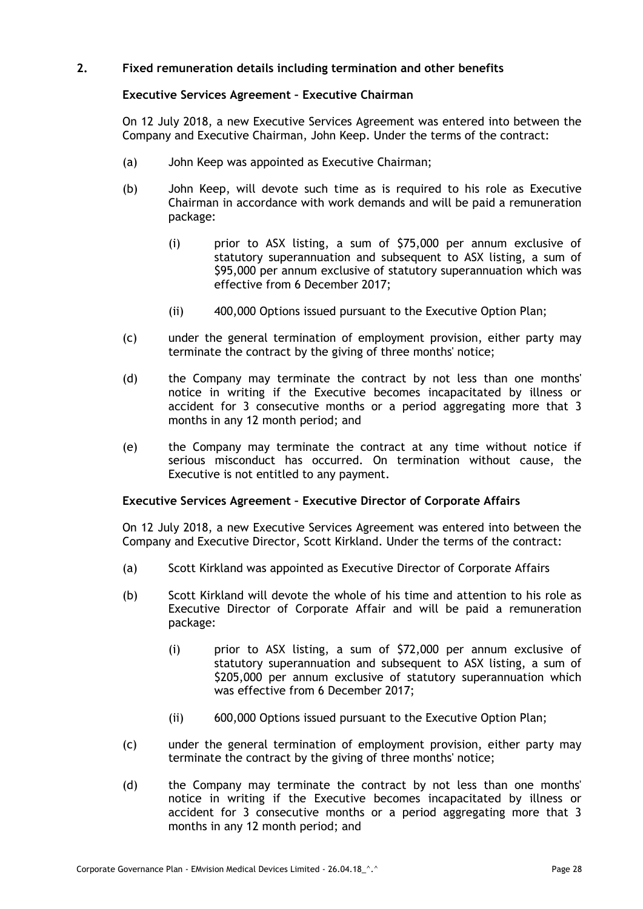## 2. Fixed remuneration details including termination and other benefits

### Executive Services Agreement – Executive Chairman

On 12 July 2018, a new Executive Services Agreement was entered into between the Company and Executive Chairman, John Keep. Under the terms of the contract:

(a) John Keep was appointed as Executive Chairman;

(b) John Keep, will devote such time as is required to his role as Executive Chairman in accordance with work demands and will be paid a remuneration package:

   (i) prior to ASX listing, a sum of $75,000 per annum exclusive of statutory superannuation and subsequent to ASX listing, a sum of $95,000 per annum exclusive of statutory superannuation which was effective from 6 December 2017;

   (ii) 400,000 Options issued pursuant to the Executive Option Plan;

(c) under the general termination of employment provision, either party may terminate the contract by the giving of three months' notice;

(d) the Company may terminate the contract by not less than one months' notice in writing if the Executive becomes incapacitated by illness or accident for 3 consecutive months or a period aggregating more that 3 months in any 12 month period; and

(e) the Company may terminate the contract at any time without notice if serious misconduct has occurred. On termination without cause, the Executive is not entitled to any payment.

### Executive Services Agreement – Executive Director of Corporate Affairs

On 12 July 2018, a new Executive Services Agreement was entered into between the Company and Executive Director, Scott Kirkland. Under the terms of the contract:

(a) Scott Kirkland was appointed as Executive Director of Corporate Affairs

(b) Scott Kirkland will devote the whole of his time and attention to his role as Executive Director of Corporate Affair and will be paid a remuneration package:

   (i) prior to ASX listing, a sum of $72,000 per annum exclusive of statutory superannuation and subsequent to ASX listing, a sum of $205,000 per annum exclusive of statutory superannuation which was effective from 6 December 2017;

   (ii) 600,000 Options issued pursuant to the Executive Option Plan;

(c) under the general termination of employment provision, either party may terminate the contract by the giving of three months' notice;

(d) the Company may terminate the contract by not less than one months' notice in writing if the Executive becomes incapacitated by illness or accident for 3 consecutive months or a period aggregating more that 3 months in any 12 month period; and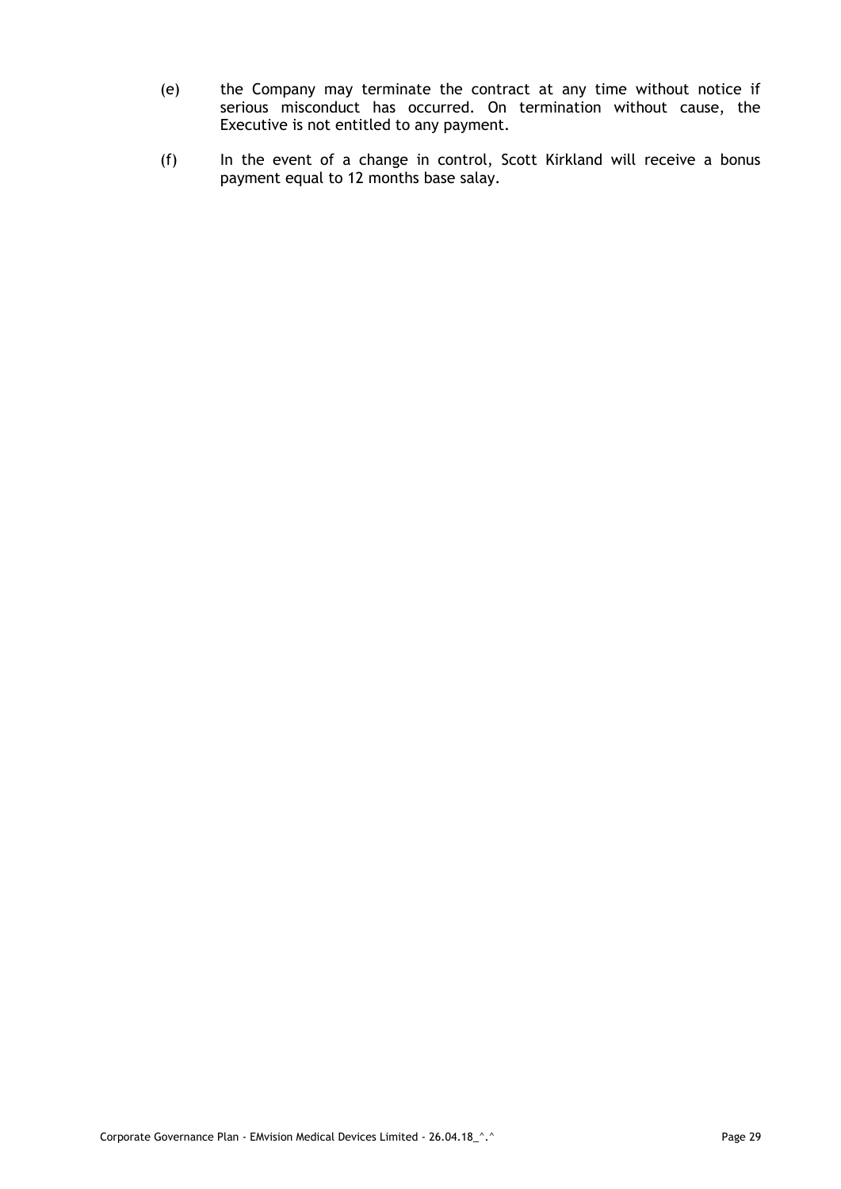(e) the Company may terminate the contract at any time without notice if serious misconduct has occurred. On termination without cause, the Executive is not entitled to any payment.

(f) In the event of a change in control, Scott Kirkland will receive a bonus payment equal to 12 months base salay.